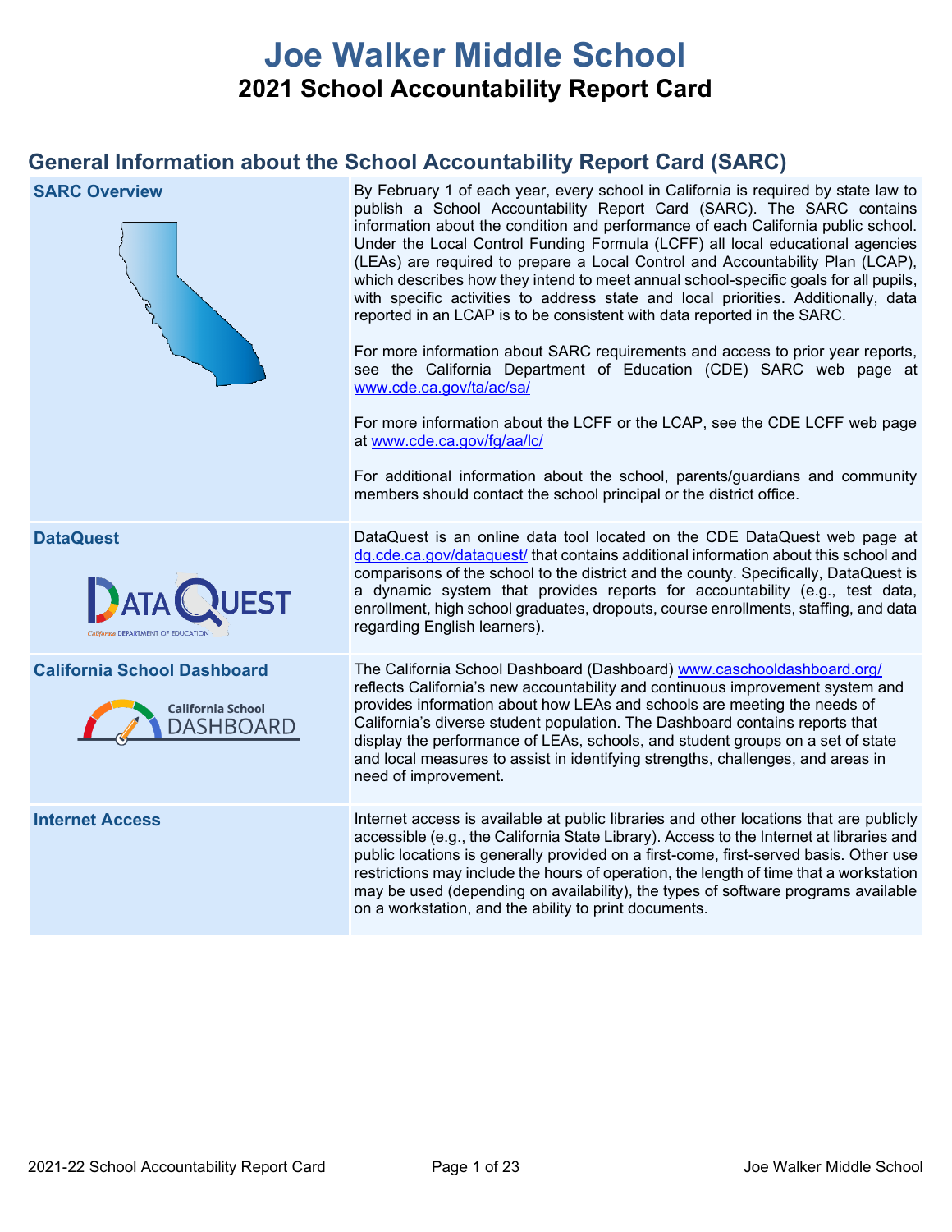# Joe Walker Middle School

## 2021 School Accountability Report Card

## General Information about the School Accountability Report Card (SARC)

| | |
|---|---|
| **SARC Overview** | By February 1 of each year, every school in California is required by state law to publish a School Accountability Report Card (SARC). The SARC contains information about the condition and performance of each California public school. Under the Local Control Funding Formula (LCFF) all local educational agencies (LEAs) are required to prepare a Local Control and Accountability Plan (LCAP), which describes how they intend to meet annual school-specific goals for all pupils, with specific activities to address state and local priorities. Additionally, data reported in an LCAP is to be consistent with data reported in the SARC.<br><br>For more information about SARC requirements and access to prior year reports, see the California Department of Education (CDE) SARC web page at www.cde.ca.gov/ta/ac/sa/<br><br>For more information about the LCFF or the LCAP, see the CDE LCFF web page at www.cde.ca.gov/fg/aa/lc/<br><br>For additional information about the school, parents/guardians and community members should contact the school principal or the district office. |
| **DataQuest** | DataQuest is an online data tool located on the CDE DataQuest web page at dq.cde.ca.gov/dataquest/ that contains additional information about this school and comparisons of the school to the district and the county. Specifically, DataQuest is a dynamic system that provides reports for accountability (e.g., test data, enrollment, high school graduates, dropouts, course enrollments, staffing, and data regarding English learners). |
| **California School Dashboard** | The California School Dashboard (Dashboard) www.caschooldashboard.org/ reflects California's new accountability and continuous improvement system and provides information about how LEAs and schools are meeting the needs of California's diverse student population. The Dashboard contains reports that display the performance of LEAs, schools, and student groups on a set of state and local measures to assist in identifying strengths, challenges, and areas in need of improvement. |
| **Internet Access** | Internet access is available at public libraries and other locations that are publicly accessible (e.g., the California State Library). Access to the Internet at libraries and public locations is generally provided on a first-come, first-served basis. Other use restrictions may include the hours of operation, the length of time that a workstation may be used (depending on availability), the types of software programs available on a workstation, and the ability to print documents. |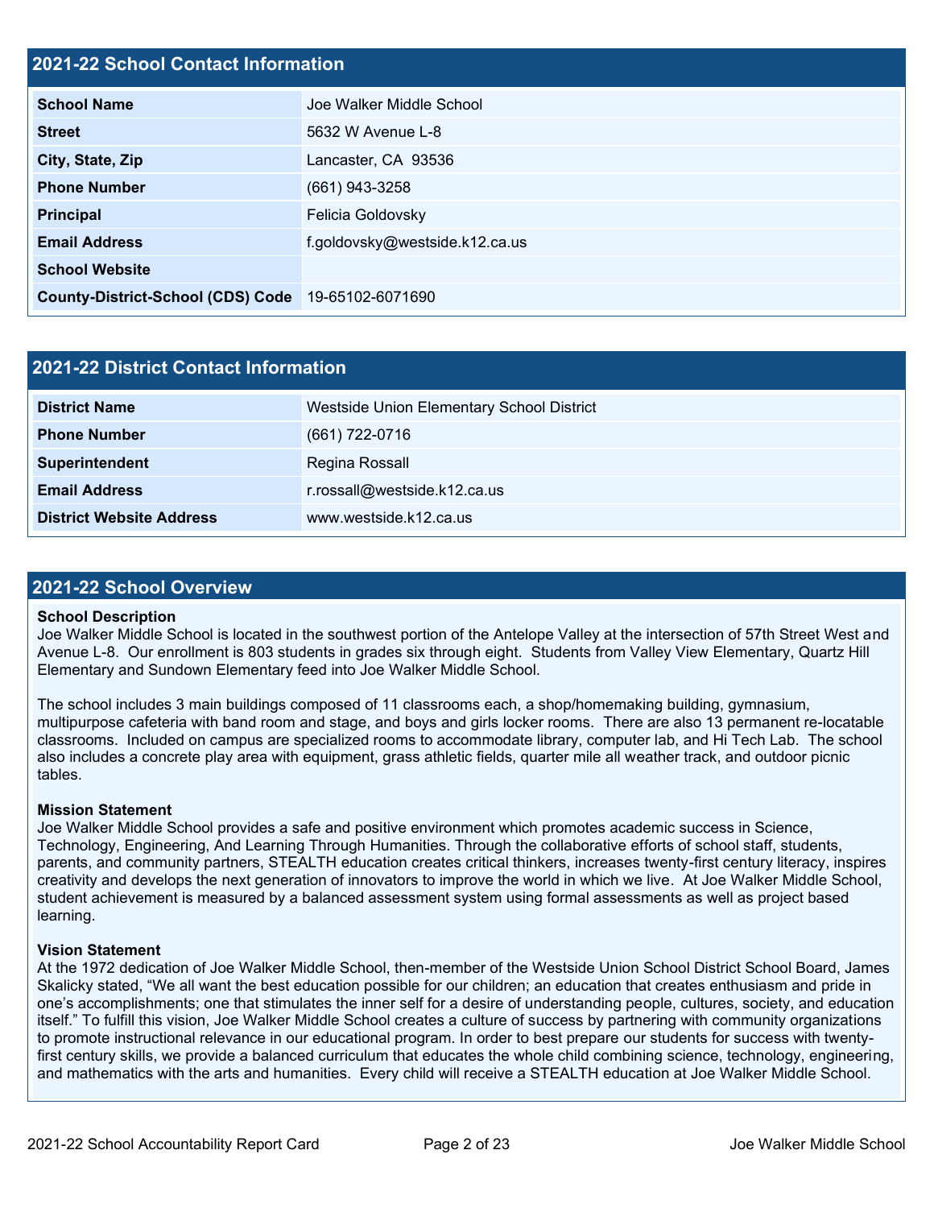## 2021-22 School Contact Information

| | |
|---|---|
| **School Name** | Joe Walker Middle School |
| **Street** | 5632 W Avenue L-8 |
| **City, State, Zip** | Lancaster, CA 93536 |
| **Phone Number** | (661) 943-3258 |
| **Principal** | Felicia Goldovsky |
| **Email Address** | f.goldovsky@westside.k12.ca.us |
| **School Website** | |
| **County-District-School (CDS) Code** | 19-65102-6071690 |

## 2021-22 District Contact Information

| | |
|---|---|
| **District Name** | Westside Union Elementary School District |
| **Phone Number** | (661) 722-0716 |
| **Superintendent** | Regina Rossall |
| **Email Address** | r.rossall@westside.k12.ca.us |
| **District Website Address** | www.westside.k12.ca.us |

## 2021-22 School Overview

**School Description**

Joe Walker Middle School is located in the southwest portion of the Antelope Valley at the intersection of 57th Street West and Avenue L-8. Our enrollment is 803 students in grades six through eight. Students from Valley View Elementary, Quartz Hill Elementary and Sundown Elementary feed into Joe Walker Middle School.

The school includes 3 main buildings composed of 11 classrooms each, a shop/homemaking building, gymnasium, multipurpose cafeteria with band room and stage, and boys and girls locker rooms. There are also 13 permanent re-locatable classrooms. Included on campus are specialized rooms to accommodate library, computer lab, and Hi Tech Lab. The school also includes a concrete play area with equipment, grass athletic fields, quarter mile all weather track, and outdoor picnic tables.

**Mission Statement**

Joe Walker Middle School provides a safe and positive environment which promotes academic success in Science, Technology, Engineering, And Learning Through Humanities. Through the collaborative efforts of school staff, students, parents, and community partners, STEALTH education creates critical thinkers, increases twenty-first century literacy, inspires creativity and develops the next generation of innovators to improve the world in which we live. At Joe Walker Middle School, student achievement is measured by a balanced assessment system using formal assessments as well as project based learning.

**Vision Statement**

At the 1972 dedication of Joe Walker Middle School, then-member of the Westside Union School District School Board, James Skalicky stated, "We all want the best education possible for our children; an education that creates enthusiasm and pride in one's accomplishments; one that stimulates the inner self for a desire of understanding people, cultures, society, and education itself." To fulfill this vision, Joe Walker Middle School creates a culture of success by partnering with community organizations to promote instructional relevance in our educational program. In order to best prepare our students for success with twenty-first century skills, we provide a balanced curriculum that educates the whole child combining science, technology, engineering, and mathematics with the arts and humanities. Every child will receive a STEALTH education at Joe Walker Middle School.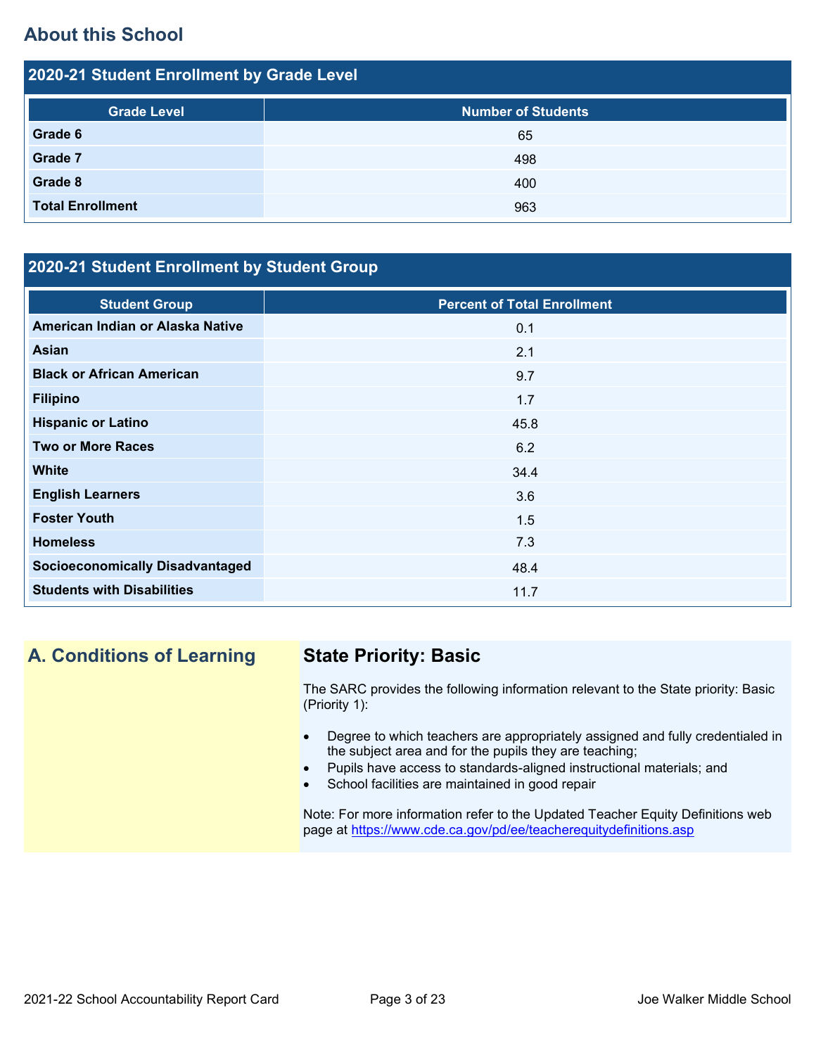## About this School

### 2020-21 Student Enrollment by Grade Level

| Grade Level | Number of Students |
| --- | --- |
| **Grade 6** | 65 |
| **Grade 7** | 498 |
| **Grade 8** | 400 |
| **Total Enrollment** | 963 |

### 2020-21 Student Enrollment by Student Group

| Student Group | Percent of Total Enrollment |
| --- | --- |
| **American Indian or Alaska Native** | 0.1 |
| **Asian** | 2.1 |
| **Black or African American** | 9.7 |
| **Filipino** | 1.7 |
| **Hispanic or Latino** | 45.8 |
| **Two or More Races** | 6.2 |
| **White** | 34.4 |
| **English Learners** | 3.6 |
| **Foster Youth** | 1.5 |
| **Homeless** | 7.3 |
| **Socioeconomically Disadvantaged** | 48.4 |
| **Students with Disabilities** | 11.7 |

## A. Conditions of Learning

### State Priority: Basic

The SARC provides the following information relevant to the State priority: Basic (Priority 1):

- Degree to which teachers are appropriately assigned and fully credentialed in the subject area and for the pupils they are teaching;
- Pupils have access to standards-aligned instructional materials; and
- School facilities are maintained in good repair

Note: For more information refer to the Updated Teacher Equity Definitions web page at https://www.cde.ca.gov/pd/ee/teacherequitydefinitions.asp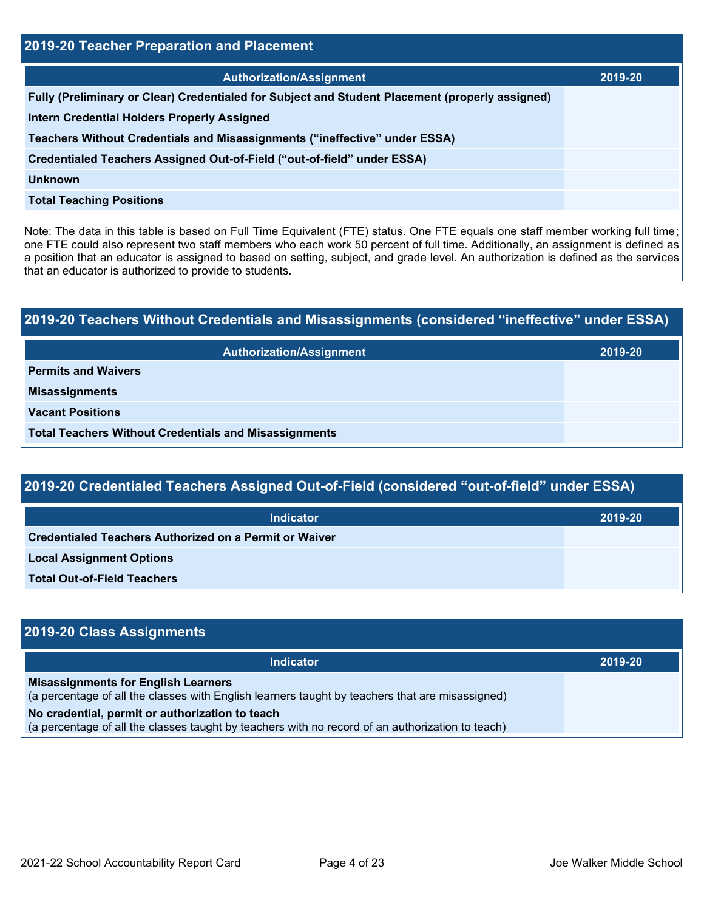## 2019-20 Teacher Preparation and Placement

| Authorization/Assignment | 2019-20 |
| --- | --- |
| Fully (Preliminary or Clear) Credentialed for Subject and Student Placement (properly assigned) | |
| Intern Credential Holders Properly Assigned | |
| Teachers Without Credentials and Misassignments (“ineffective” under ESSA) | |
| Credentialed Teachers Assigned Out-of-Field (“out-of-field” under ESSA) | |
| Unknown | |
| Total Teaching Positions | |

Note: The data in this table is based on Full Time Equivalent (FTE) status. One FTE equals one staff member working full time; one FTE could also represent two staff members who each work 50 percent of full time. Additionally, an assignment is defined as a position that an educator is assigned to based on setting, subject, and grade level. An authorization is defined as the services that an educator is authorized to provide to students.

## 2019-20 Teachers Without Credentials and Misassignments (considered “ineffective” under ESSA)

| Authorization/Assignment | 2019-20 |
| --- | --- |
| Permits and Waivers | |
| Misassignments | |
| Vacant Positions | |
| Total Teachers Without Credentials and Misassignments | |

## 2019-20 Credentialed Teachers Assigned Out-of-Field (considered “out-of-field” under ESSA)

| Indicator | 2019-20 |
| --- | --- |
| Credentialed Teachers Authorized on a Permit or Waiver | |
| Local Assignment Options | |
| Total Out-of-Field Teachers | |

## 2019-20 Class Assignments

| Indicator | 2019-20 |
| --- | --- |
| **Misassignments for English Learners** (a percentage of all the classes with English learners taught by teachers that are misassigned) | |
| **No credential, permit or authorization to teach** (a percentage of all the classes taught by teachers with no record of an authorization to teach) | |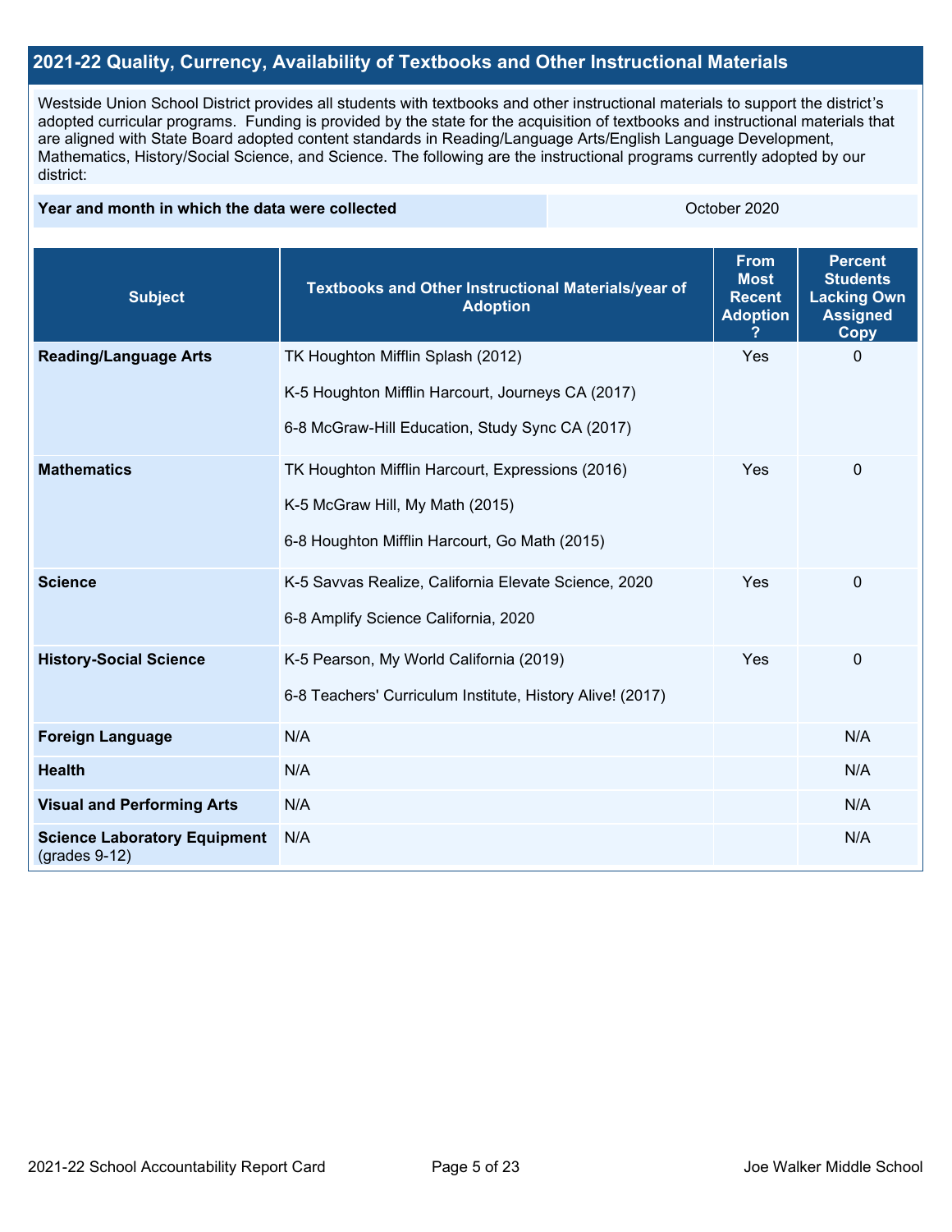## 2021-22 Quality, Currency, Availability of Textbooks and Other Instructional Materials

Westside Union School District provides all students with textbooks and other instructional materials to support the district's adopted curricular programs. Funding is provided by the state for the acquisition of textbooks and instructional materials that are aligned with State Board adopted content standards in Reading/Language Arts/English Language Development, Mathematics, History/Social Science, and Science. The following are the instructional programs currently adopted by our district:

| Year and month in which the data were collected | October 2020 |
|---|---|

| Subject | Textbooks and Other Instructional Materials/year of Adoption | From Most Recent Adoption ? | Percent Students Lacking Own Assigned Copy |
|---|---|---|---|
| **Reading/Language Arts** | TK Houghton Mifflin Splash (2012)<br><br>K-5 Houghton Mifflin Harcourt, Journeys CA (2017)<br><br>6-8 McGraw-Hill Education, Study Sync CA (2017) | Yes | 0 |
| **Mathematics** | TK Houghton Mifflin Harcourt, Expressions (2016)<br><br>K-5 McGraw Hill, My Math (2015)<br><br>6-8 Houghton Mifflin Harcourt, Go Math (2015) | Yes | 0 |
| **Science** | K-5 Savvas Realize, California Elevate Science, 2020<br><br>6-8 Amplify Science California, 2020 | Yes | 0 |
| **History-Social Science** | K-5 Pearson, My World California (2019)<br><br>6-8 Teachers' Curriculum Institute, History Alive! (2017) | Yes | 0 |
| **Foreign Language** | N/A | | N/A |
| **Health** | N/A | | N/A |
| **Visual and Performing Arts** | N/A | | N/A |
| **Science Laboratory Equipment** (grades 9-12) | N/A | | N/A |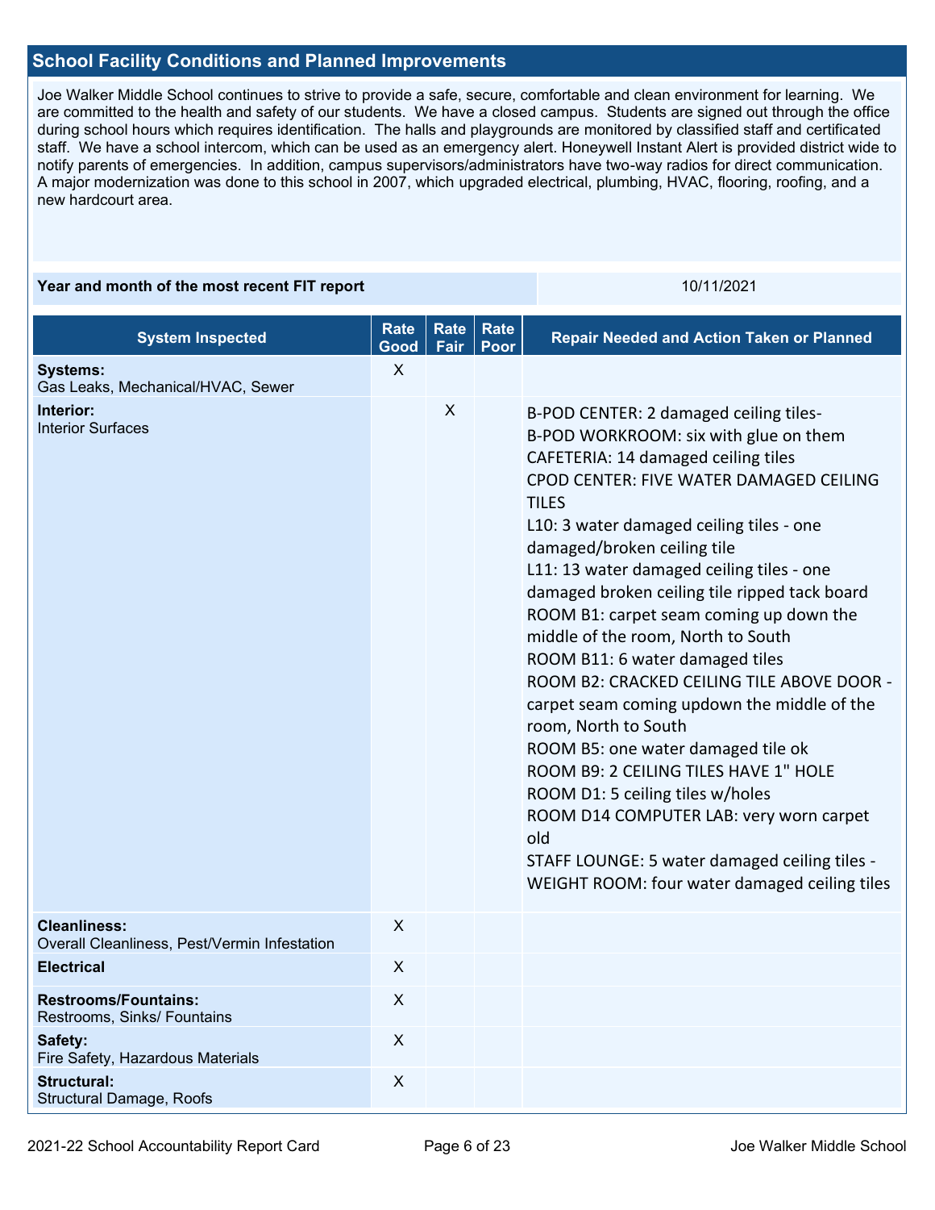## School Facility Conditions and Planned Improvements

Joe Walker Middle School continues to strive to provide a safe, secure, comfortable and clean environment for learning. We are committed to the health and safety of our students. We have a closed campus. Students are signed out through the office during school hours which requires identification. The halls and playgrounds are monitored by classified staff and certificated staff. We have a school intercom, which can be used as an emergency alert. Honeywell Instant Alert is provided district wide to notify parents of emergencies. In addition, campus supervisors/administrators have two-way radios for direct communication. A major modernization was done to this school in 2007, which upgraded electrical, plumbing, HVAC, flooring, roofing, and a new hardcourt area.

| Year and month of the most recent FIT report | 10/11/2021 |
|---|---|

| System Inspected | Rate Good | Rate Fair | Rate Poor | Repair Needed and Action Taken or Planned |
|---|---|---|---|---|
| **Systems:** Gas Leaks, Mechanical/HVAC, Sewer | X | | | |
| **Interior:** Interior Surfaces | | X | | B-POD CENTER: 2 damaged ceiling tiles- B-POD WORKROOM: six with glue on them CAFETERIA: 14 damaged ceiling tiles CPOD CENTER: FIVE WATER DAMAGED CEILING TILES L10: 3 water damaged ceiling tiles - one damaged/broken ceiling tile L11: 13 water damaged ceiling tiles - one damaged broken ceiling tile ripped tack board ROOM B1: carpet seam coming up down the middle of the room, North to South ROOM B11: 6 water damaged tiles ROOM B2: CRACKED CEILING TILE ABOVE DOOR - carpet seam coming updown the middle of the room, North to South ROOM B5: one water damaged tile ok ROOM B9: 2 CEILING TILES HAVE 1" HOLE ROOM D1: 5 ceiling tiles w/holes ROOM D14 COMPUTER LAB: very worn carpet old STAFF LOUNGE: 5 water damaged ceiling tiles - WEIGHT ROOM: four water damaged ceiling tiles |
| **Cleanliness:** Overall Cleanliness, Pest/Vermin Infestation | X | | | |
| **Electrical** | X | | | |
| **Restrooms/Fountains:** Restrooms, Sinks/ Fountains | X | | | |
| **Safety:** Fire Safety, Hazardous Materials | X | | | |
| **Structural:** Structural Damage, Roofs | X | | | |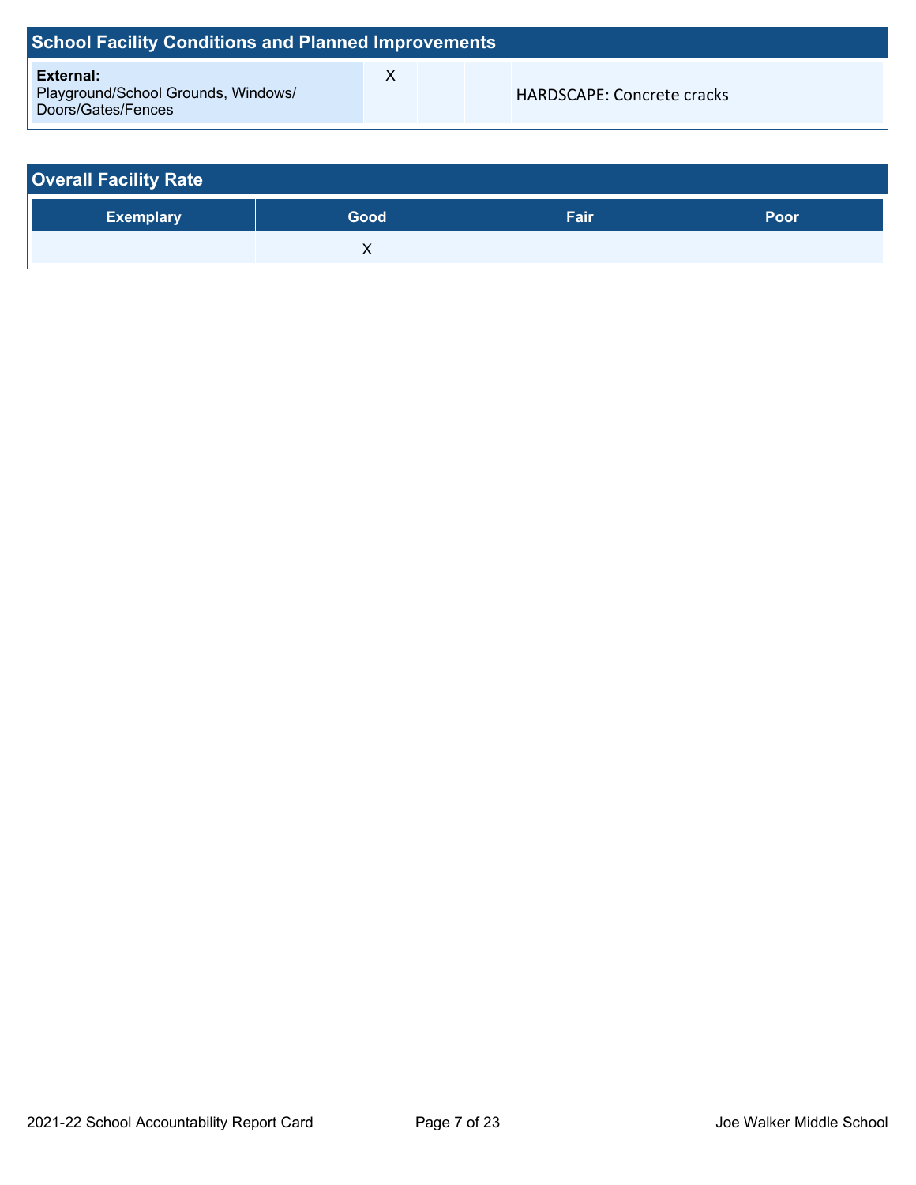## School Facility Conditions and Planned Improvements

| | | | | |
|---|---|---|---|---|
| **External:** Playground/School Grounds, Windows/ Doors/Gates/Fences | X | | | HARDSCAPE: Concrete cracks |

## Overall Facility Rate

| Exemplary | Good | Fair | Poor |
|---|---|---|---|
| | X | | |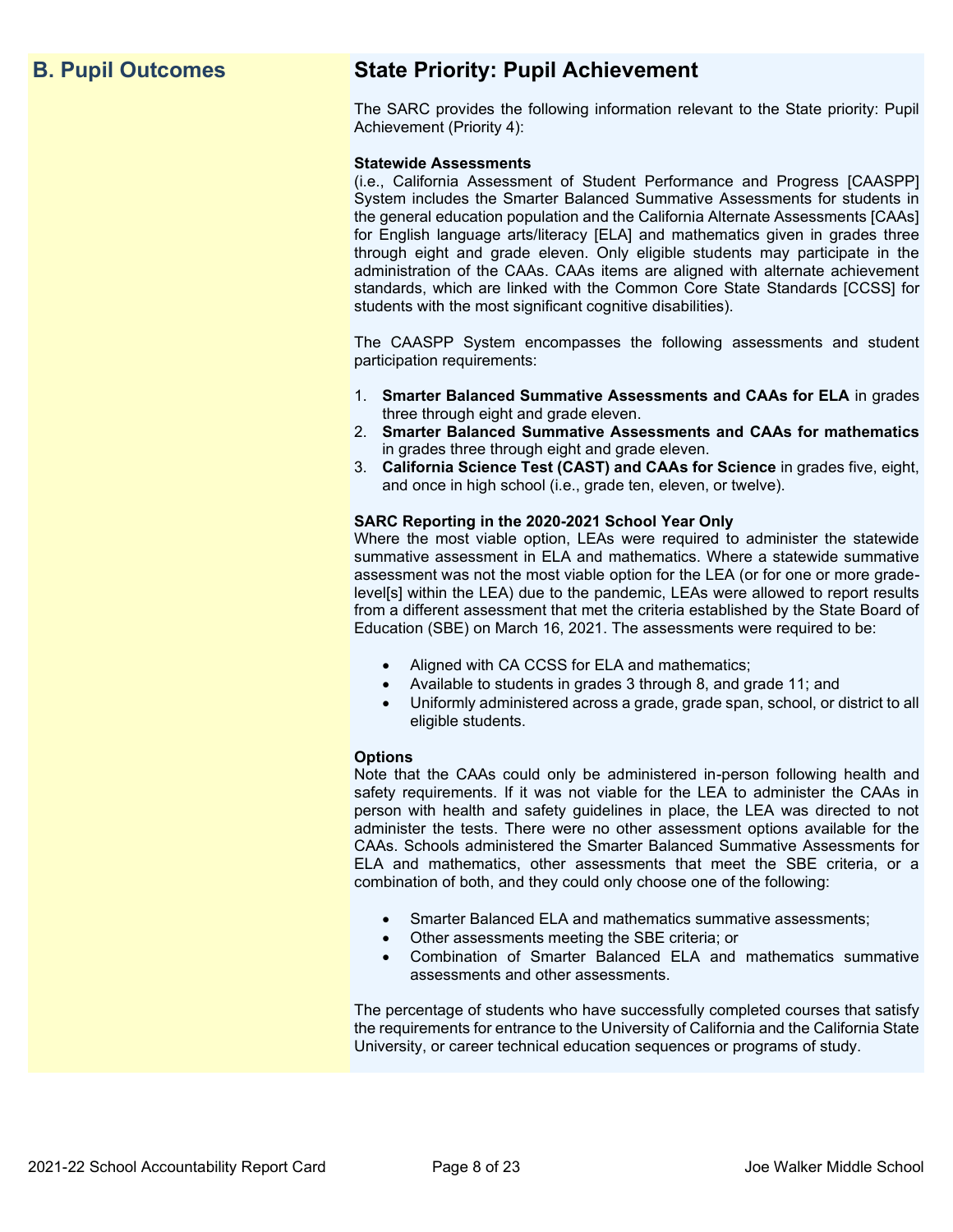## B. Pupil Outcomes

## State Priority: Pupil Achievement

The SARC provides the following information relevant to the State priority: Pupil Achievement (Priority 4):

**Statewide Assessments**
(i.e., California Assessment of Student Performance and Progress [CAASPP] System includes the Smarter Balanced Summative Assessments for students in the general education population and the California Alternate Assessments [CAAs] for English language arts/literacy [ELA] and mathematics given in grades three through eight and grade eleven. Only eligible students may participate in the administration of the CAAs. CAAs items are aligned with alternate achievement standards, which are linked with the Common Core State Standards [CCSS] for students with the most significant cognitive disabilities).

The CAASPP System encompasses the following assessments and student participation requirements:

1. **Smarter Balanced Summative Assessments and CAAs for ELA** in grades three through eight and grade eleven.
2. **Smarter Balanced Summative Assessments and CAAs for mathematics** in grades three through eight and grade eleven.
3. **California Science Test (CAST) and CAAs for Science** in grades five, eight, and once in high school (i.e., grade ten, eleven, or twelve).

**SARC Reporting in the 2020-2021 School Year Only**
Where the most viable option, LEAs were required to administer the statewide summative assessment in ELA and mathematics. Where a statewide summative assessment was not the most viable option for the LEA (or for one or more grade-level[s] within the LEA) due to the pandemic, LEAs were allowed to report results from a different assessment that met the criteria established by the State Board of Education (SBE) on March 16, 2021. The assessments were required to be:

- Aligned with CA CCSS for ELA and mathematics;
- Available to students in grades 3 through 8, and grade 11; and
- Uniformly administered across a grade, grade span, school, or district to all eligible students.

**Options**
Note that the CAAs could only be administered in-person following health and safety requirements. If it was not viable for the LEA to administer the CAAs in person with health and safety guidelines in place, the LEA was directed to not administer the tests. There were no other assessment options available for the CAAs. Schools administered the Smarter Balanced Summative Assessments for ELA and mathematics, other assessments that meet the SBE criteria, or a combination of both, and they could only choose one of the following:

- Smarter Balanced ELA and mathematics summative assessments;
- Other assessments meeting the SBE criteria; or
- Combination of Smarter Balanced ELA and mathematics summative assessments and other assessments.

The percentage of students who have successfully completed courses that satisfy the requirements for entrance to the University of California and the California State University, or career technical education sequences or programs of study.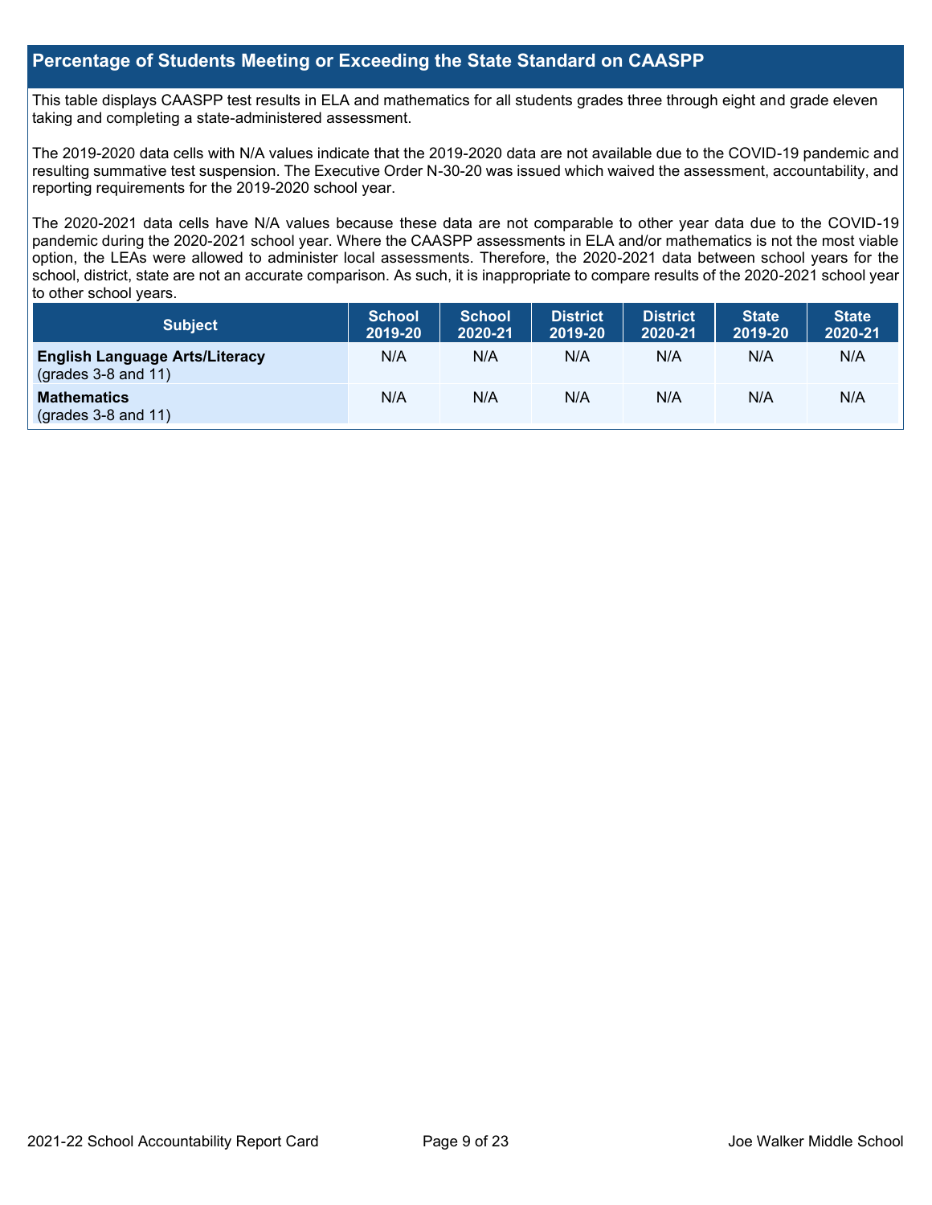## Percentage of Students Meeting or Exceeding the State Standard on CAASPP

This table displays CAASPP test results in ELA and mathematics for all students grades three through eight and grade eleven taking and completing a state-administered assessment.

The 2019-2020 data cells with N/A values indicate that the 2019-2020 data are not available due to the COVID-19 pandemic and resulting summative test suspension. The Executive Order N-30-20 was issued which waived the assessment, accountability, and reporting requirements for the 2019-2020 school year.

The 2020-2021 data cells have N/A values because these data are not comparable to other year data due to the COVID-19 pandemic during the 2020-2021 school year. Where the CAASPP assessments in ELA and/or mathematics is not the most viable option, the LEAs were allowed to administer local assessments. Therefore, the 2020-2021 data between school years for the school, district, state are not an accurate comparison. As such, it is inappropriate to compare results of the 2020-2021 school year to other school years.

| Subject | School 2019-20 | School 2020-21 | District 2019-20 | District 2020-21 | State 2019-20 | State 2020-21 |
|---|---|---|---|---|---|---|
| **English Language Arts/Literacy** (grades 3-8 and 11) | N/A | N/A | N/A | N/A | N/A | N/A |
| **Mathematics** (grades 3-8 and 11) | N/A | N/A | N/A | N/A | N/A | N/A |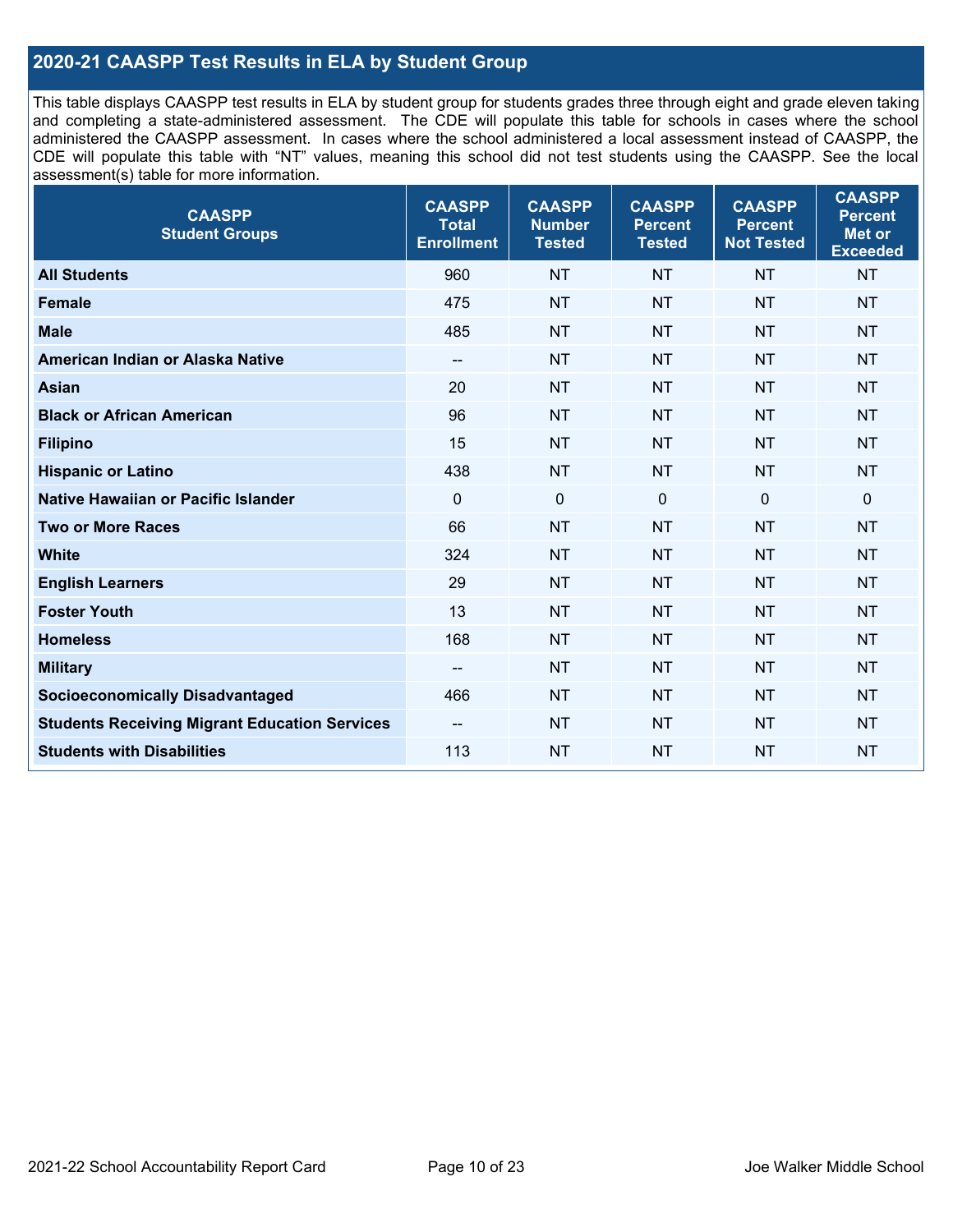## 2020-21 CAASPP Test Results in ELA by Student Group

This table displays CAASPP test results in ELA by student group for students grades three through eight and grade eleven taking and completing a state-administered assessment. The CDE will populate this table for schools in cases where the school administered the CAASPP assessment. In cases where the school administered a local assessment instead of CAASPP, the CDE will populate this table with "NT" values, meaning this school did not test students using the CAASPP. See the local assessment(s) table for more information.

| CAASPP Student Groups | CAASPP Total Enrollment | CAASPP Number Tested | CAASPP Percent Tested | CAASPP Percent Not Tested | CAASPP Percent Met or Exceeded |
|---|---|---|---|---|---|
| **All Students** | 960 | NT | NT | NT | NT |
| **Female** | 475 | NT | NT | NT | NT |
| **Male** | 485 | NT | NT | NT | NT |
| **American Indian or Alaska Native** | -- | NT | NT | NT | NT |
| **Asian** | 20 | NT | NT | NT | NT |
| **Black or African American** | 96 | NT | NT | NT | NT |
| **Filipino** | 15 | NT | NT | NT | NT |
| **Hispanic or Latino** | 438 | NT | NT | NT | NT |
| **Native Hawaiian or Pacific Islander** | 0 | 0 | 0 | 0 | 0 |
| **Two or More Races** | 66 | NT | NT | NT | NT |
| **White** | 324 | NT | NT | NT | NT |
| **English Learners** | 29 | NT | NT | NT | NT |
| **Foster Youth** | 13 | NT | NT | NT | NT |
| **Homeless** | 168 | NT | NT | NT | NT |
| **Military** | -- | NT | NT | NT | NT |
| **Socioeconomically Disadvantaged** | 466 | NT | NT | NT | NT |
| **Students Receiving Migrant Education Services** | -- | NT | NT | NT | NT |
| **Students with Disabilities** | 113 | NT | NT | NT | NT |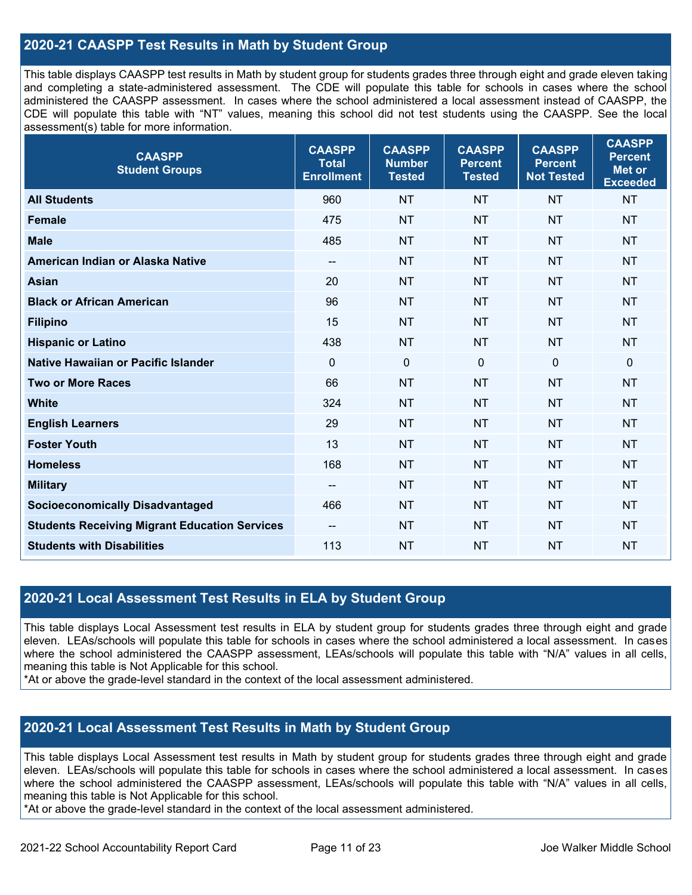## 2020-21 CAASPP Test Results in Math by Student Group

This table displays CAASPP test results in Math by student group for students grades three through eight and grade eleven taking and completing a state-administered assessment. The CDE will populate this table for schools in cases where the school administered the CAASPP assessment. In cases where the school administered a local assessment instead of CAASPP, the CDE will populate this table with "NT" values, meaning this school did not test students using the CAASPP. See the local assessment(s) table for more information.

| CAASPP Student Groups | CAASPP Total Enrollment | CAASPP Number Tested | CAASPP Percent Tested | CAASPP Percent Not Tested | CAASPP Percent Met or Exceeded |
|---|---|---|---|---|---|
| **All Students** | 960 | NT | NT | NT | NT |
| **Female** | 475 | NT | NT | NT | NT |
| **Male** | 485 | NT | NT | NT | NT |
| **American Indian or Alaska Native** | -- | NT | NT | NT | NT |
| **Asian** | 20 | NT | NT | NT | NT |
| **Black or African American** | 96 | NT | NT | NT | NT |
| **Filipino** | 15 | NT | NT | NT | NT |
| **Hispanic or Latino** | 438 | NT | NT | NT | NT |
| **Native Hawaiian or Pacific Islander** | 0 | 0 | 0 | 0 | 0 |
| **Two or More Races** | 66 | NT | NT | NT | NT |
| **White** | 324 | NT | NT | NT | NT |
| **English Learners** | 29 | NT | NT | NT | NT |
| **Foster Youth** | 13 | NT | NT | NT | NT |
| **Homeless** | 168 | NT | NT | NT | NT |
| **Military** | -- | NT | NT | NT | NT |
| **Socioeconomically Disadvantaged** | 466 | NT | NT | NT | NT |
| **Students Receiving Migrant Education Services** | -- | NT | NT | NT | NT |
| **Students with Disabilities** | 113 | NT | NT | NT | NT |

## 2020-21 Local Assessment Test Results in ELA by Student Group

This table displays Local Assessment test results in ELA by student group for students grades three through eight and grade eleven. LEAs/schools will populate this table for schools in cases where the school administered a local assessment. In cases where the school administered the CAASPP assessment, LEAs/schools will populate this table with "N/A" values in all cells, meaning this table is Not Applicable for this school.

*At or above the grade-level standard in the context of the local assessment administered.

## 2020-21 Local Assessment Test Results in Math by Student Group

This table displays Local Assessment test results in Math by student group for students grades three through eight and grade eleven. LEAs/schools will populate this table for schools in cases where the school administered a local assessment. In cases where the school administered the CAASPP assessment, LEAs/schools will populate this table with "N/A" values in all cells, meaning this table is Not Applicable for this school.

*At or above the grade-level standard in the context of the local assessment administered.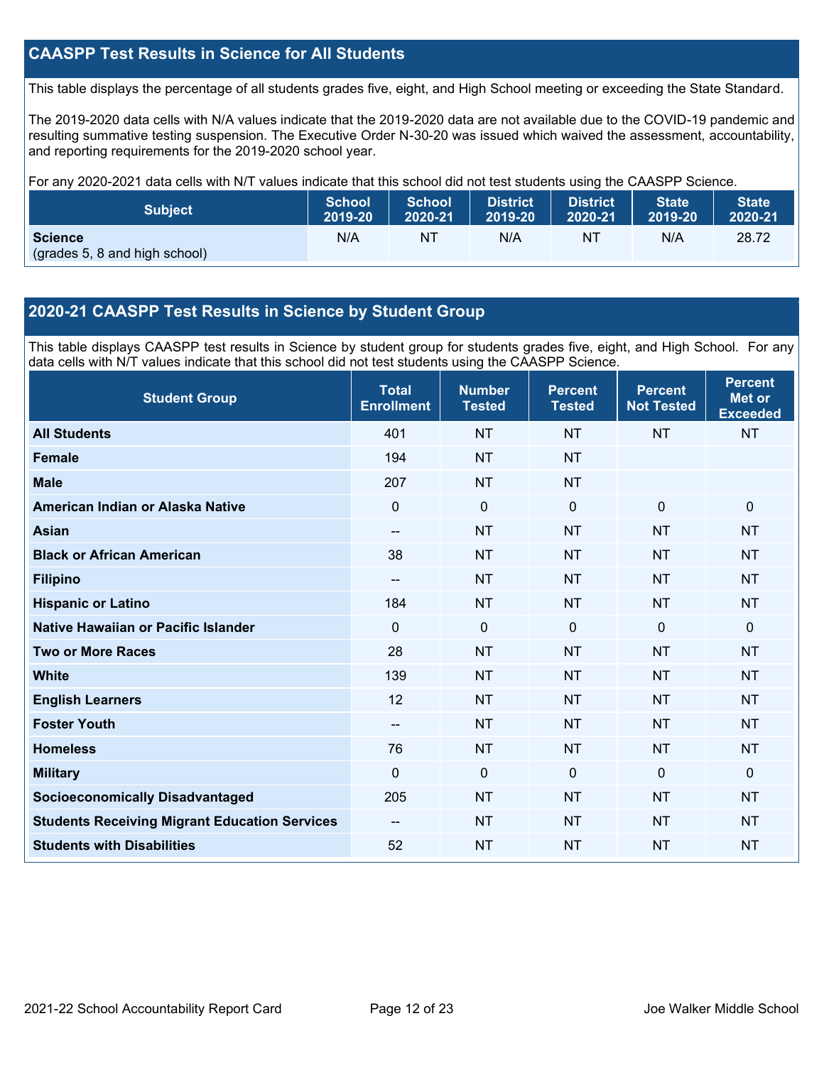## CAASPP Test Results in Science for All Students

This table displays the percentage of all students grades five, eight, and High School meeting or exceeding the State Standard.

The 2019-2020 data cells with N/A values indicate that the 2019-2020 data are not available due to the COVID-19 pandemic and resulting summative testing suspension. The Executive Order N-30-20 was issued which waived the assessment, accountability, and reporting requirements for the 2019-2020 school year.

For any 2020-2021 data cells with N/T values indicate that this school did not test students using the CAASPP Science.

| Subject | School 2019-20 | School 2020-21 | District 2019-20 | District 2020-21 | State 2019-20 | State 2020-21 |
|---|---|---|---|---|---|---|
| **Science** (grades 5, 8 and high school) | N/A | NT | N/A | NT | N/A | 28.72 |

## 2020-21 CAASPP Test Results in Science by Student Group

This table displays CAASPP test results in Science by student group for students grades five, eight, and High School. For any data cells with N/T values indicate that this school did not test students using the CAASPP Science.

| Student Group | Total Enrollment | Number Tested | Percent Tested | Percent Not Tested | Percent Met or Exceeded |
|---|---|---|---|---|---|
| **All Students** | 401 | NT | NT | NT | NT |
| **Female** | 194 | NT | NT | | |
| **Male** | 207 | NT | NT | | |
| **American Indian or Alaska Native** | 0 | 0 | 0 | 0 | 0 |
| **Asian** | -- | NT | NT | NT | NT |
| **Black or African American** | 38 | NT | NT | NT | NT |
| **Filipino** | -- | NT | NT | NT | NT |
| **Hispanic or Latino** | 184 | NT | NT | NT | NT |
| **Native Hawaiian or Pacific Islander** | 0 | 0 | 0 | 0 | 0 |
| **Two or More Races** | 28 | NT | NT | NT | NT |
| **White** | 139 | NT | NT | NT | NT |
| **English Learners** | 12 | NT | NT | NT | NT |
| **Foster Youth** | -- | NT | NT | NT | NT |
| **Homeless** | 76 | NT | NT | NT | NT |
| **Military** | 0 | 0 | 0 | 0 | 0 |
| **Socioeconomically Disadvantaged** | 205 | NT | NT | NT | NT |
| **Students Receiving Migrant Education Services** | -- | NT | NT | NT | NT |
| **Students with Disabilities** | 52 | NT | NT | NT | NT |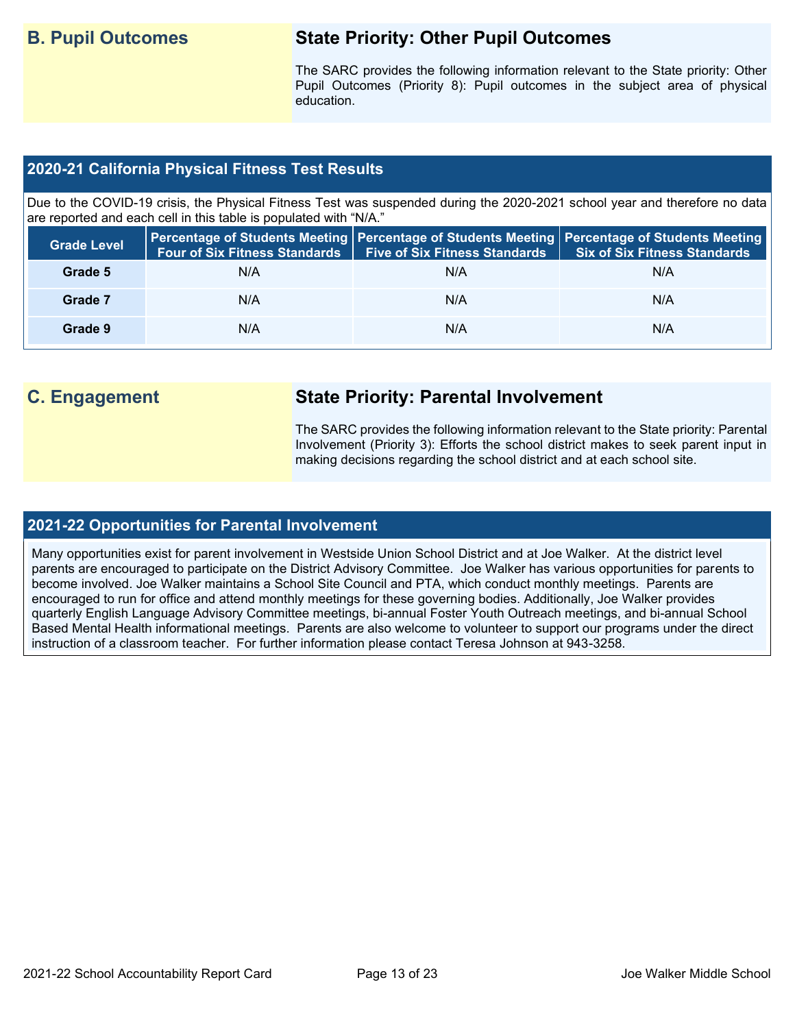## B. Pupil Outcomes

### State Priority: Other Pupil Outcomes

The SARC provides the following information relevant to the State priority: Other Pupil Outcomes (Priority 8): Pupil outcomes in the subject area of physical education.

### 2020-21 California Physical Fitness Test Results

Due to the COVID-19 crisis, the Physical Fitness Test was suspended during the 2020-2021 school year and therefore no data are reported and each cell in this table is populated with "N/A."

| Grade Level | Percentage of Students Meeting Four of Six Fitness Standards | Percentage of Students Meeting Five of Six Fitness Standards | Percentage of Students Meeting Six of Six Fitness Standards |
|---|---|---|---|
| Grade 5 | N/A | N/A | N/A |
| Grade 7 | N/A | N/A | N/A |
| Grade 9 | N/A | N/A | N/A |

## C. Engagement

### State Priority: Parental Involvement

The SARC provides the following information relevant to the State priority: Parental Involvement (Priority 3): Efforts the school district makes to seek parent input in making decisions regarding the school district and at each school site.

### 2021-22 Opportunities for Parental Involvement

Many opportunities exist for parent involvement in Westside Union School District and at Joe Walker. At the district level parents are encouraged to participate on the District Advisory Committee. Joe Walker has various opportunities for parents to become involved. Joe Walker maintains a School Site Council and PTA, which conduct monthly meetings. Parents are encouraged to run for office and attend monthly meetings for these governing bodies. Additionally, Joe Walker provides quarterly English Language Advisory Committee meetings, bi-annual Foster Youth Outreach meetings, and bi-annual School Based Mental Health informational meetings. Parents are also welcome to volunteer to support our programs under the direct instruction of a classroom teacher. For further information please contact Teresa Johnson at 943-3258.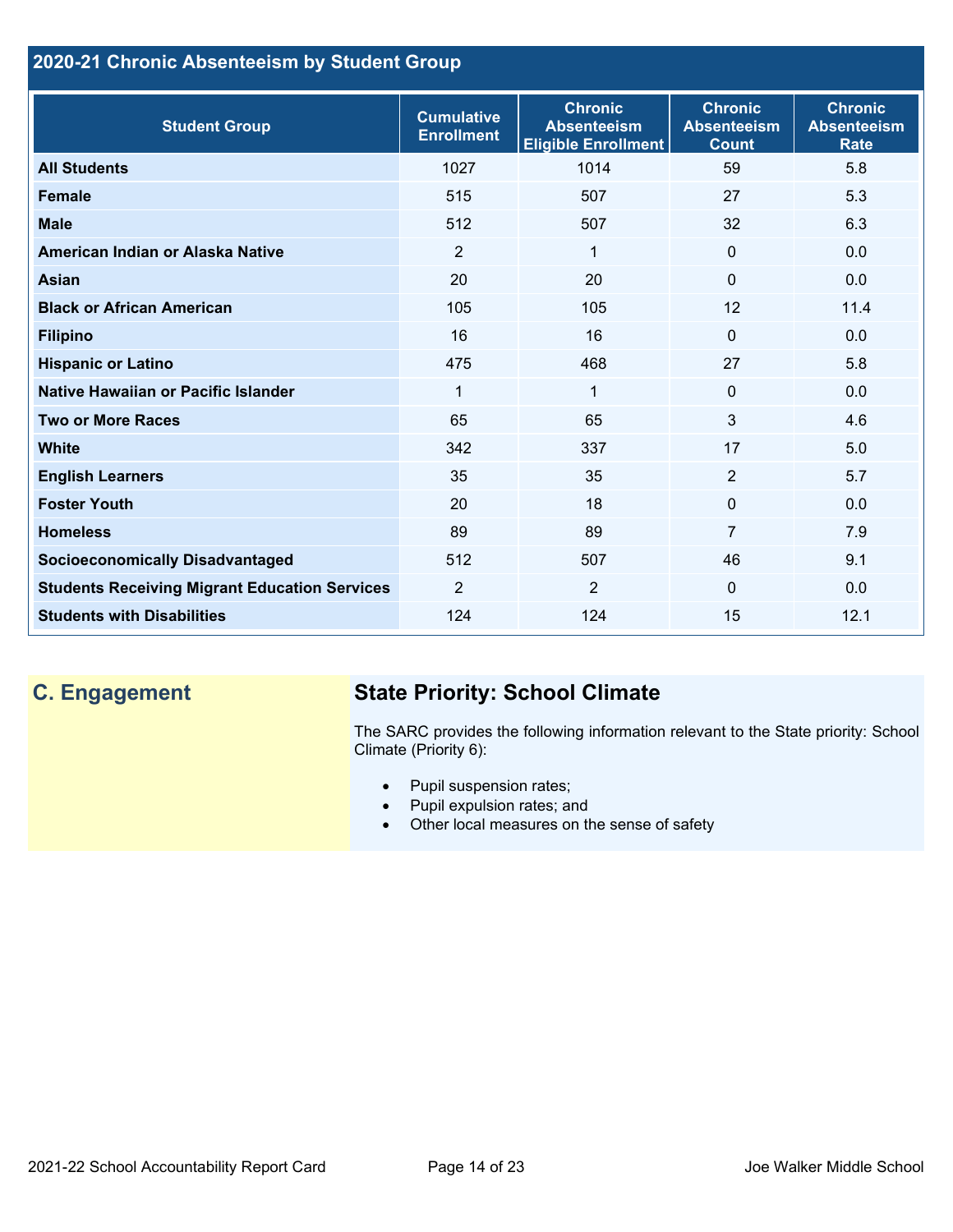## 2020-21 Chronic Absenteeism by Student Group

| Student Group | Cumulative Enrollment | Chronic Absenteeism Eligible Enrollment | Chronic Absenteeism Count | Chronic Absenteeism Rate |
|---|---|---|---|---|
| **All Students** | 1027 | 1014 | 59 | 5.8 |
| **Female** | 515 | 507 | 27 | 5.3 |
| **Male** | 512 | 507 | 32 | 6.3 |
| **American Indian or Alaska Native** | 2 | 1 | 0 | 0.0 |
| **Asian** | 20 | 20 | 0 | 0.0 |
| **Black or African American** | 105 | 105 | 12 | 11.4 |
| **Filipino** | 16 | 16 | 0 | 0.0 |
| **Hispanic or Latino** | 475 | 468 | 27 | 5.8 |
| **Native Hawaiian or Pacific Islander** | 1 | 1 | 0 | 0.0 |
| **Two or More Races** | 65 | 65 | 3 | 4.6 |
| **White** | 342 | 337 | 17 | 5.0 |
| **English Learners** | 35 | 35 | 2 | 5.7 |
| **Foster Youth** | 20 | 18 | 0 | 0.0 |
| **Homeless** | 89 | 89 | 7 | 7.9 |
| **Socioeconomically Disadvantaged** | 512 | 507 | 46 | 9.1 |
| **Students Receiving Migrant Education Services** | 2 | 2 | 0 | 0.0 |
| **Students with Disabilities** | 124 | 124 | 15 | 12.1 |

## C. Engagement

### State Priority: School Climate

The SARC provides the following information relevant to the State priority: School Climate (Priority 6):

- Pupil suspension rates;
- Pupil expulsion rates; and
- Other local measures on the sense of safety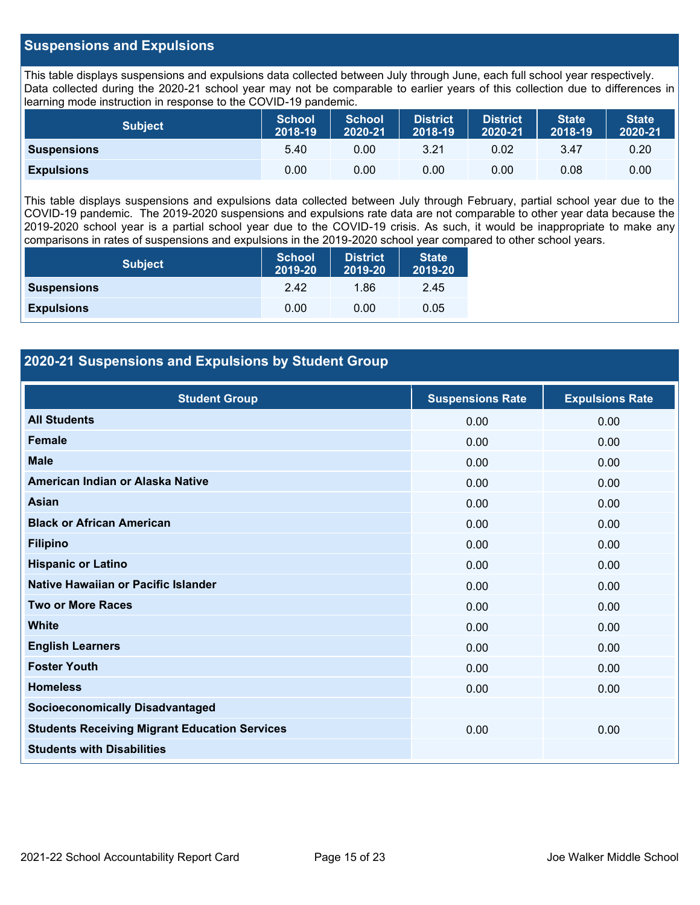## Suspensions and Expulsions

This table displays suspensions and expulsions data collected between July through June, each full school year respectively. Data collected during the 2020-21 school year may not be comparable to earlier years of this collection due to differences in learning mode instruction in response to the COVID-19 pandemic.

| Subject | School 2018-19 | School 2020-21 | District 2018-19 | District 2020-21 | State 2018-19 | State 2020-21 |
|---|---|---|---|---|---|---|
| **Suspensions** | 5.40 | 0.00 | 3.21 | 0.02 | 3.47 | 0.20 |
| **Expulsions** | 0.00 | 0.00 | 0.00 | 0.00 | 0.08 | 0.00 |

This table displays suspensions and expulsions data collected between July through February, partial school year due to the COVID-19 pandemic. The 2019-2020 suspensions and expulsions rate data are not comparable to other year data because the 2019-2020 school year is a partial school year due to the COVID-19 crisis. As such, it would be inappropriate to make any comparisons in rates of suspensions and expulsions in the 2019-2020 school year compared to other school years.

| Subject | School 2019-20 | District 2019-20 | State 2019-20 |
|---|---|---|---|
| **Suspensions** | 2.42 | 1.86 | 2.45 |
| **Expulsions** | 0.00 | 0.00 | 0.05 |

## 2020-21 Suspensions and Expulsions by Student Group

| Student Group | Suspensions Rate | Expulsions Rate |
|---|---|---|
| **All Students** | 0.00 | 0.00 |
| **Female** | 0.00 | 0.00 |
| **Male** | 0.00 | 0.00 |
| **American Indian or Alaska Native** | 0.00 | 0.00 |
| **Asian** | 0.00 | 0.00 |
| **Black or African American** | 0.00 | 0.00 |
| **Filipino** | 0.00 | 0.00 |
| **Hispanic or Latino** | 0.00 | 0.00 |
| **Native Hawaiian or Pacific Islander** | 0.00 | 0.00 |
| **Two or More Races** | 0.00 | 0.00 |
| **White** | 0.00 | 0.00 |
| **English Learners** | 0.00 | 0.00 |
| **Foster Youth** | 0.00 | 0.00 |
| **Homeless** | 0.00 | 0.00 |
| **Socioeconomically Disadvantaged** | | |
| **Students Receiving Migrant Education Services** | 0.00 | 0.00 |
| **Students with Disabilities** | | |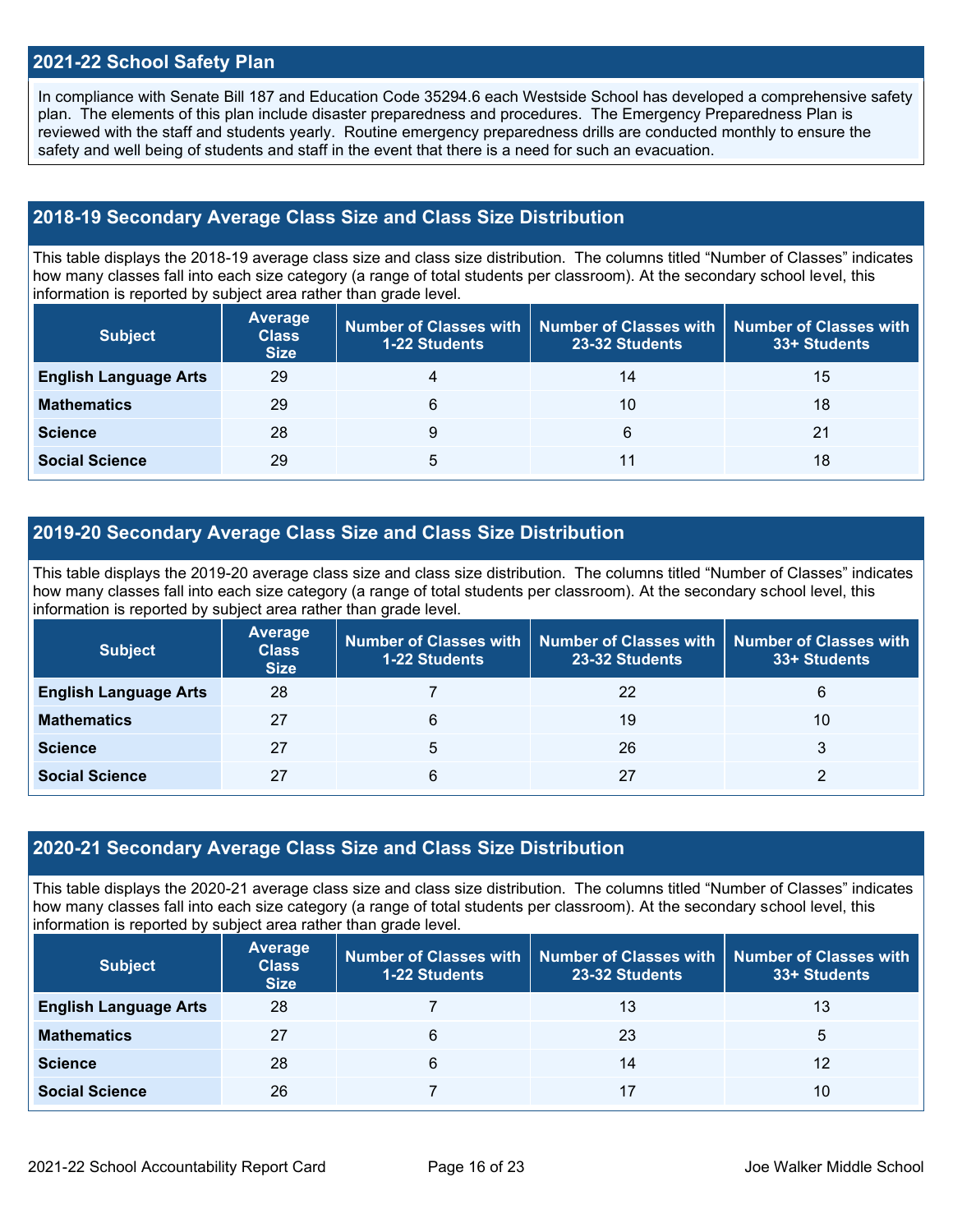## 2021-22 School Safety Plan

In compliance with Senate Bill 187 and Education Code 35294.6 each Westside School has developed a comprehensive safety plan. The elements of this plan include disaster preparedness and procedures. The Emergency Preparedness Plan is reviewed with the staff and students yearly. Routine emergency preparedness drills are conducted monthly to ensure the safety and well being of students and staff in the event that there is a need for such an evacuation.

## 2018-19 Secondary Average Class Size and Class Size Distribution

This table displays the 2018-19 average class size and class size distribution. The columns titled "Number of Classes" indicates how many classes fall into each size category (a range of total students per classroom). At the secondary school level, this information is reported by subject area rather than grade level.

| Subject | Average Class Size | Number of Classes with 1-22 Students | Number of Classes with 23-32 Students | Number of Classes with 33+ Students |
|---|---|---|---|---|
| English Language Arts | 29 | 4 | 14 | 15 |
| Mathematics | 29 | 6 | 10 | 18 |
| Science | 28 | 9 | 6 | 21 |
| Social Science | 29 | 5 | 11 | 18 |

## 2019-20 Secondary Average Class Size and Class Size Distribution

This table displays the 2019-20 average class size and class size distribution. The columns titled "Number of Classes" indicates how many classes fall into each size category (a range of total students per classroom). At the secondary school level, this information is reported by subject area rather than grade level.

| Subject | Average Class Size | Number of Classes with 1-22 Students | Number of Classes with 23-32 Students | Number of Classes with 33+ Students |
|---|---|---|---|---|
| English Language Arts | 28 | 7 | 22 | 6 |
| Mathematics | 27 | 6 | 19 | 10 |
| Science | 27 | 5 | 26 | 3 |
| Social Science | 27 | 6 | 27 | 2 |

## 2020-21 Secondary Average Class Size and Class Size Distribution

This table displays the 2020-21 average class size and class size distribution. The columns titled "Number of Classes" indicates how many classes fall into each size category (a range of total students per classroom). At the secondary school level, this information is reported by subject area rather than grade level.

| Subject | Average Class Size | Number of Classes with 1-22 Students | Number of Classes with 23-32 Students | Number of Classes with 33+ Students |
|---|---|---|---|---|
| English Language Arts | 28 | 7 | 13 | 13 |
| Mathematics | 27 | 6 | 23 | 5 |
| Science | 28 | 6 | 14 | 12 |
| Social Science | 26 | 7 | 17 | 10 |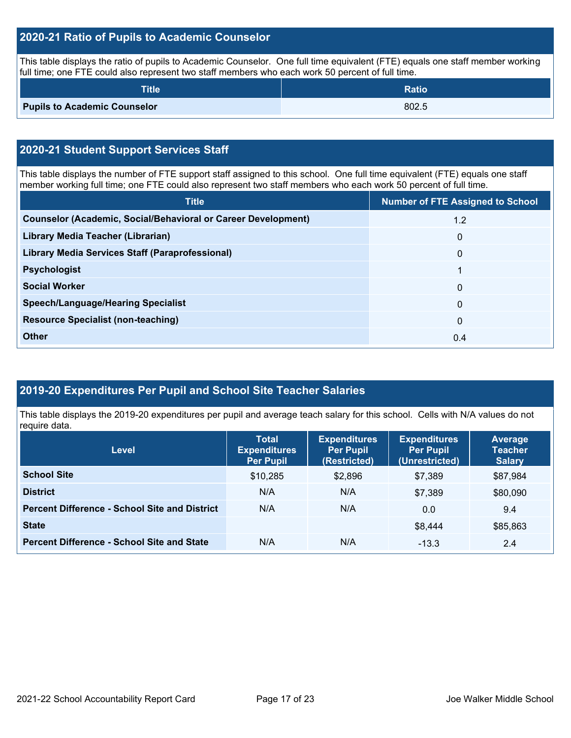## 2020-21 Ratio of Pupils to Academic Counselor

This table displays the ratio of pupils to Academic Counselor. One full time equivalent (FTE) equals one staff member working full time; one FTE could also represent two staff members who each work 50 percent of full time.

| Title | Ratio |
|---|---|
| **Pupils to Academic Counselor** | 802.5 |

## 2020-21 Student Support Services Staff

This table displays the number of FTE support staff assigned to this school. One full time equivalent (FTE) equals one staff member working full time; one FTE could also represent two staff members who each work 50 percent of full time.

| Title | Number of FTE Assigned to School |
|---|---|
| **Counselor (Academic, Social/Behavioral or Career Development)** | 1.2 |
| **Library Media Teacher (Librarian)** | 0 |
| **Library Media Services Staff (Paraprofessional)** | 0 |
| **Psychologist** | 1 |
| **Social Worker** | 0 |
| **Speech/Language/Hearing Specialist** | 0 |
| **Resource Specialist (non-teaching)** | 0 |
| **Other** | 0.4 |

## 2019-20 Expenditures Per Pupil and School Site Teacher Salaries

This table displays the 2019-20 expenditures per pupil and average teach salary for this school. Cells with N/A values do not require data.

| Level | Total Expenditures Per Pupil | Expenditures Per Pupil (Restricted) | Expenditures Per Pupil (Unrestricted) | Average Teacher Salary |
|---|---|---|---|---|
| **School Site** | $10,285 | $2,896 | $7,389 | $87,984 |
| **District** | N/A | N/A | $7,389 | $80,090 |
| **Percent Difference - School Site and District** | N/A | N/A | 0.0 | 9.4 |
| **State** | | | $8,444 | $85,863 |
| **Percent Difference - School Site and State** | N/A | N/A | -13.3 | 2.4 |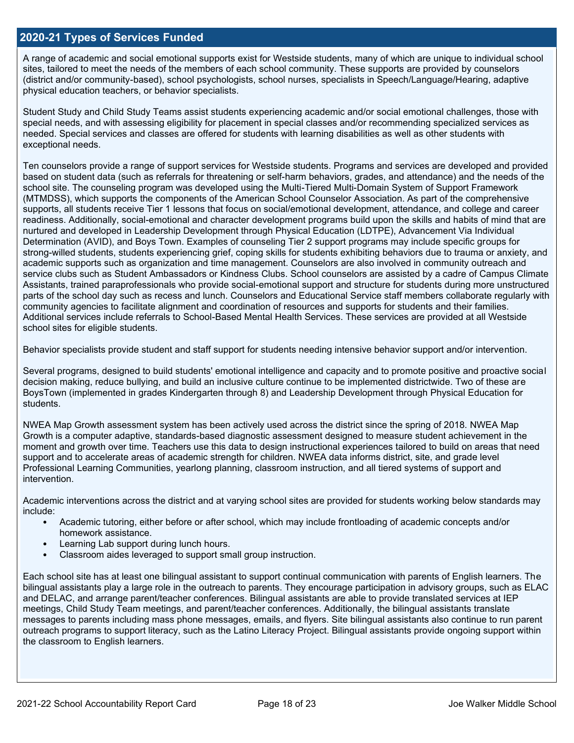## 2020-21 Types of Services Funded

A range of academic and social emotional supports exist for Westside students, many of which are unique to individual school sites, tailored to meet the needs of the members of each school community. These supports are provided by counselors (district and/or community-based), school psychologists, school nurses, specialists in Speech/Language/Hearing, adaptive physical education teachers, or behavior specialists.

Student Study and Child Study Teams assist students experiencing academic and/or social emotional challenges, those with special needs, and with assessing eligibility for placement in special classes and/or recommending specialized services as needed. Special services and classes are offered for students with learning disabilities as well as other students with exceptional needs.

Ten counselors provide a range of support services for Westside students. Programs and services are developed and provided based on student data (such as referrals for threatening or self-harm behaviors, grades, and attendance) and the needs of the school site. The counseling program was developed using the Multi-Tiered Multi-Domain System of Support Framework (MTMDSS), which supports the components of the American School Counselor Association. As part of the comprehensive supports, all students receive Tier 1 lessons that focus on social/emotional development, attendance, and college and career readiness. Additionally, social-emotional and character development programs build upon the skills and habits of mind that are nurtured and developed in Leadership Development through Physical Education (LDTPE), Advancement Via Individual Determination (AVID), and Boys Town. Examples of counseling Tier 2 support programs may include specific groups for strong-willed students, students experiencing grief, coping skills for students exhibiting behaviors due to trauma or anxiety, and academic supports such as organization and time management. Counselors are also involved in community outreach and service clubs such as Student Ambassadors or Kindness Clubs. School counselors are assisted by a cadre of Campus Climate Assistants, trained paraprofessionals who provide social-emotional support and structure for students during more unstructured parts of the school day such as recess and lunch. Counselors and Educational Service staff members collaborate regularly with community agencies to facilitate alignment and coordination of resources and supports for students and their families. Additional services include referrals to School-Based Mental Health Services. These services are provided at all Westside school sites for eligible students.

Behavior specialists provide student and staff support for students needing intensive behavior support and/or intervention.

Several programs, designed to build students' emotional intelligence and capacity and to promote positive and proactive social decision making, reduce bullying, and build an inclusive culture continue to be implemented districtwide. Two of these are BoysTown (implemented in grades Kindergarten through 8) and Leadership Development through Physical Education for students.

NWEA Map Growth assessment system has been actively used across the district since the spring of 2018. NWEA Map Growth is a computer adaptive, standards-based diagnostic assessment designed to measure student achievement in the moment and growth over time. Teachers use this data to design instructional experiences tailored to build on areas that need support and to accelerate areas of academic strength for children. NWEA data informs district, site, and grade level Professional Learning Communities, yearlong planning, classroom instruction, and all tiered systems of support and intervention.

Academic interventions across the district and at varying school sites are provided for students working below standards may include:

- Academic tutoring, either before or after school, which may include frontloading of academic concepts and/or homework assistance.
- Learning Lab support during lunch hours.
- Classroom aides leveraged to support small group instruction.

Each school site has at least one bilingual assistant to support continual communication with parents of English learners. The bilingual assistants play a large role in the outreach to parents. They encourage participation in advisory groups, such as ELAC and DELAC, and arrange parent/teacher conferences. Bilingual assistants are able to provide translated services at IEP meetings, Child Study Team meetings, and parent/teacher conferences. Additionally, the bilingual assistants translate messages to parents including mass phone messages, emails, and flyers. Site bilingual assistants also continue to run parent outreach programs to support literacy, such as the Latino Literacy Project. Bilingual assistants provide ongoing support within the classroom to English learners.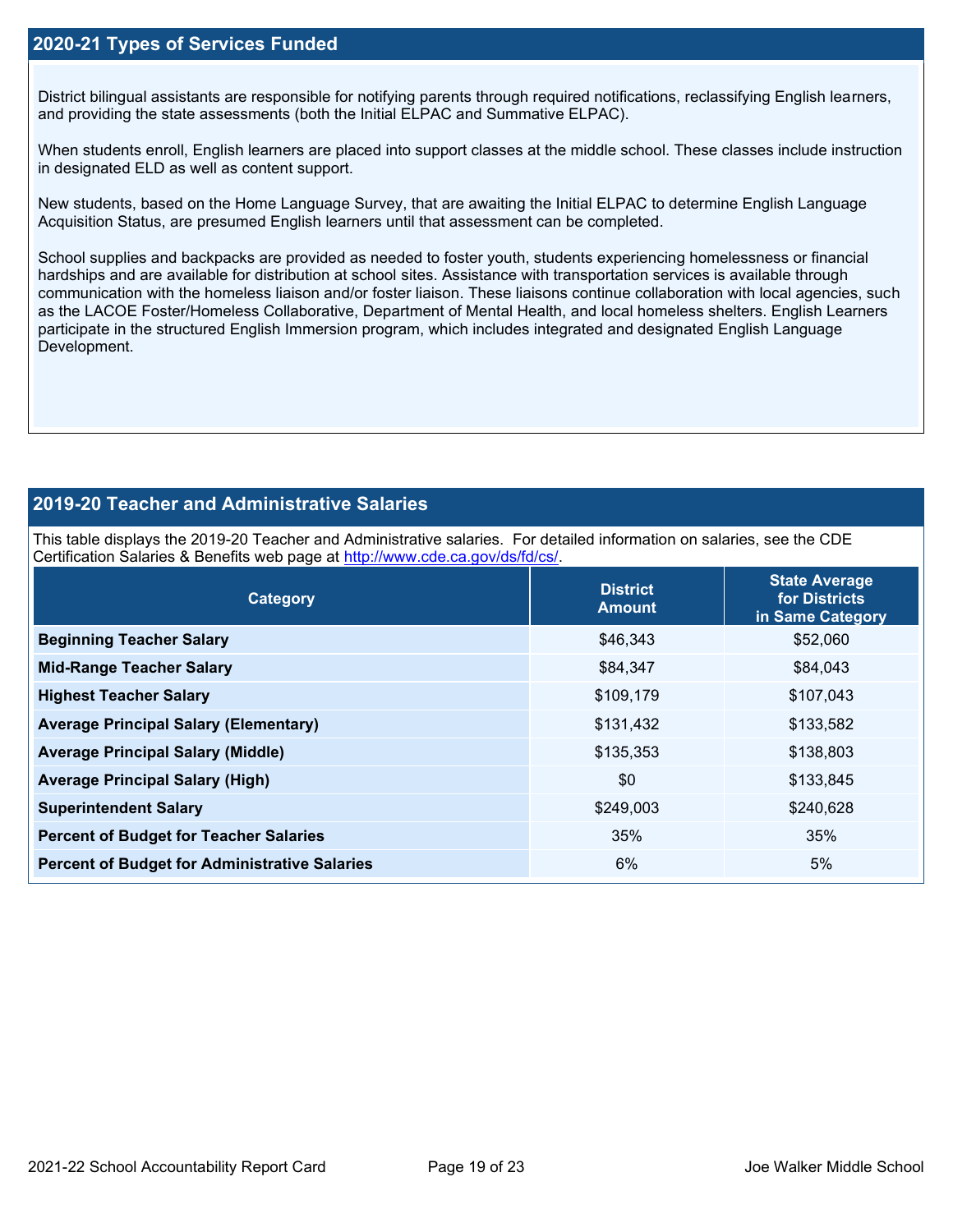## 2020-21 Types of Services Funded

District bilingual assistants are responsible for notifying parents through required notifications, reclassifying English learners, and providing the state assessments (both the Initial ELPAC and Summative ELPAC).

When students enroll, English learners are placed into support classes at the middle school. These classes include instruction in designated ELD as well as content support.

New students, based on the Home Language Survey, that are awaiting the Initial ELPAC to determine English Language Acquisition Status, are presumed English learners until that assessment can be completed.

School supplies and backpacks are provided as needed to foster youth, students experiencing homelessness or financial hardships and are available for distribution at school sites. Assistance with transportation services is available through communication with the homeless liaison and/or foster liaison. These liaisons continue collaboration with local agencies, such as the LACOE Foster/Homeless Collaborative, Department of Mental Health, and local homeless shelters. English Learners participate in the structured English Immersion program, which includes integrated and designated English Language Development.

## 2019-20 Teacher and Administrative Salaries

This table displays the 2019-20 Teacher and Administrative salaries. For detailed information on salaries, see the CDE Certification Salaries & Benefits web page at http://www.cde.ca.gov/ds/fd/cs/.

| Category | District Amount | State Average for Districts in Same Category |
|---|---|---|
| **Beginning Teacher Salary** | $46,343 | $52,060 |
| **Mid-Range Teacher Salary** | $84,347 | $84,043 |
| **Highest Teacher Salary** | $109,179 | $107,043 |
| **Average Principal Salary (Elementary)** | $131,432 | $133,582 |
| **Average Principal Salary (Middle)** | $135,353 | $138,803 |
| **Average Principal Salary (High)** | $0 | $133,845 |
| **Superintendent Salary** | $249,003 | $240,628 |
| **Percent of Budget for Teacher Salaries** | 35% | 35% |
| **Percent of Budget for Administrative Salaries** | 6% | 5% |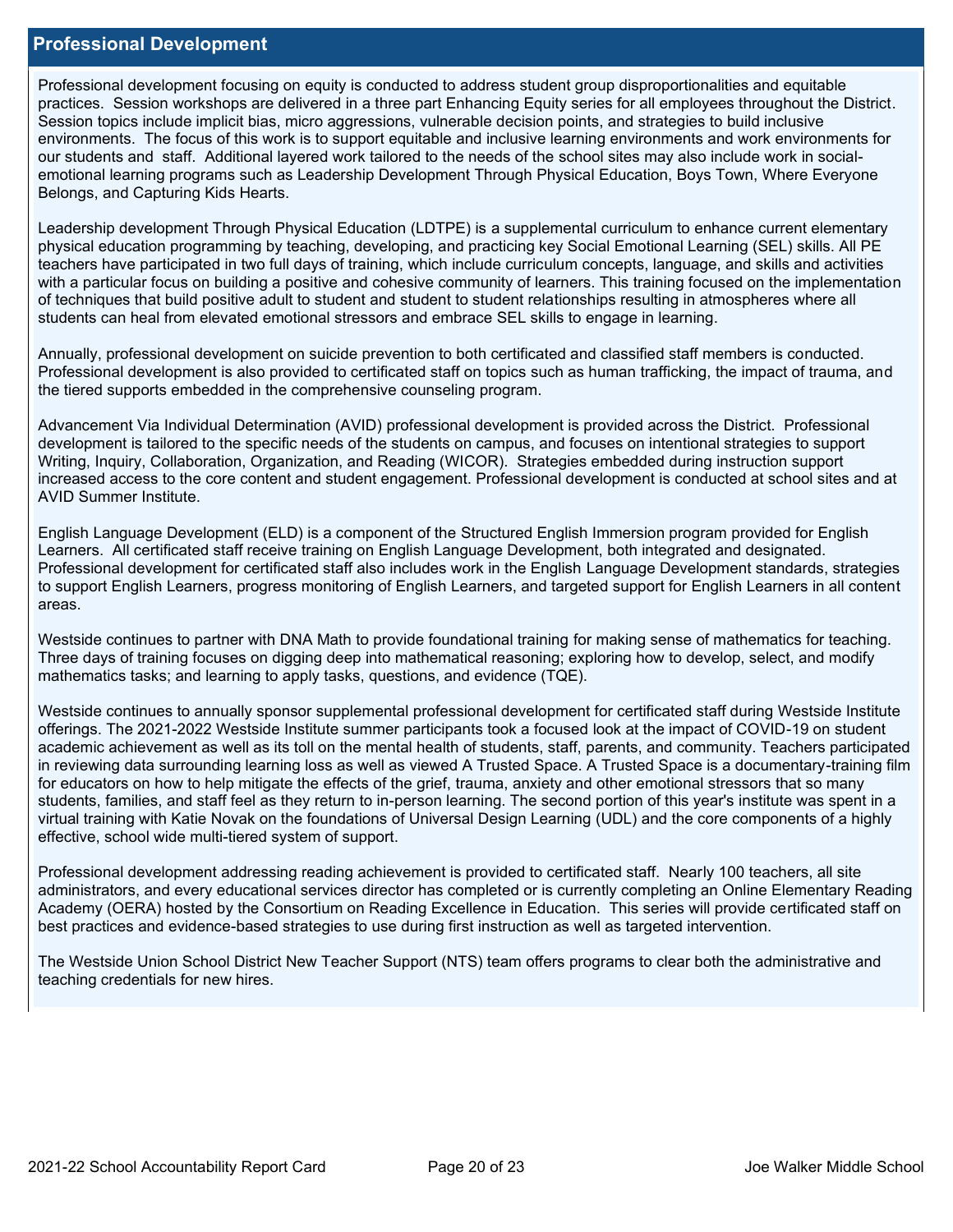## Professional Development

Professional development focusing on equity is conducted to address student group disproportionalities and equitable practices. Session workshops are delivered in a three part Enhancing Equity series for all employees throughout the District. Session topics include implicit bias, micro aggressions, vulnerable decision points, and strategies to build inclusive environments. The focus of this work is to support equitable and inclusive learning environments and work environments for our students and staff. Additional layered work tailored to the needs of the school sites may also include work in social-emotional learning programs such as Leadership Development Through Physical Education, Boys Town, Where Everyone Belongs, and Capturing Kids Hearts.

Leadership development Through Physical Education (LDTPE) is a supplemental curriculum to enhance current elementary physical education programming by teaching, developing, and practicing key Social Emotional Learning (SEL) skills. All PE teachers have participated in two full days of training, which include curriculum concepts, language, and skills and activities with a particular focus on building a positive and cohesive community of learners. This training focused on the implementation of techniques that build positive adult to student and student to student relationships resulting in atmospheres where all students can heal from elevated emotional stressors and embrace SEL skills to engage in learning.

Annually, professional development on suicide prevention to both certificated and classified staff members is conducted. Professional development is also provided to certificated staff on topics such as human trafficking, the impact of trauma, and the tiered supports embedded in the comprehensive counseling program.

Advancement Via Individual Determination (AVID) professional development is provided across the District. Professional development is tailored to the specific needs of the students on campus, and focuses on intentional strategies to support Writing, Inquiry, Collaboration, Organization, and Reading (WICOR). Strategies embedded during instruction support increased access to the core content and student engagement. Professional development is conducted at school sites and at AVID Summer Institute.

English Language Development (ELD) is a component of the Structured English Immersion program provided for English Learners. All certificated staff receive training on English Language Development, both integrated and designated. Professional development for certificated staff also includes work in the English Language Development standards, strategies to support English Learners, progress monitoring of English Learners, and targeted support for English Learners in all content areas.

Westside continues to partner with DNA Math to provide foundational training for making sense of mathematics for teaching. Three days of training focuses on digging deep into mathematical reasoning; exploring how to develop, select, and modify mathematics tasks; and learning to apply tasks, questions, and evidence (TQE).

Westside continues to annually sponsor supplemental professional development for certificated staff during Westside Institute offerings. The 2021-2022 Westside Institute summer participants took a focused look at the impact of COVID-19 on student academic achievement as well as its toll on the mental health of students, staff, parents, and community. Teachers participated in reviewing data surrounding learning loss as well as viewed A Trusted Space. A Trusted Space is a documentary-training film for educators on how to help mitigate the effects of the grief, trauma, anxiety and other emotional stressors that so many students, families, and staff feel as they return to in-person learning. The second portion of this year's institute was spent in a virtual training with Katie Novak on the foundations of Universal Design Learning (UDL) and the core components of a highly effective, school wide multi-tiered system of support.

Professional development addressing reading achievement is provided to certificated staff. Nearly 100 teachers, all site administrators, and every educational services director has completed or is currently completing an Online Elementary Reading Academy (OERA) hosted by the Consortium on Reading Excellence in Education. This series will provide certificated staff on best practices and evidence-based strategies to use during first instruction as well as targeted intervention.

The Westside Union School District New Teacher Support (NTS) team offers programs to clear both the administrative and teaching credentials for new hires.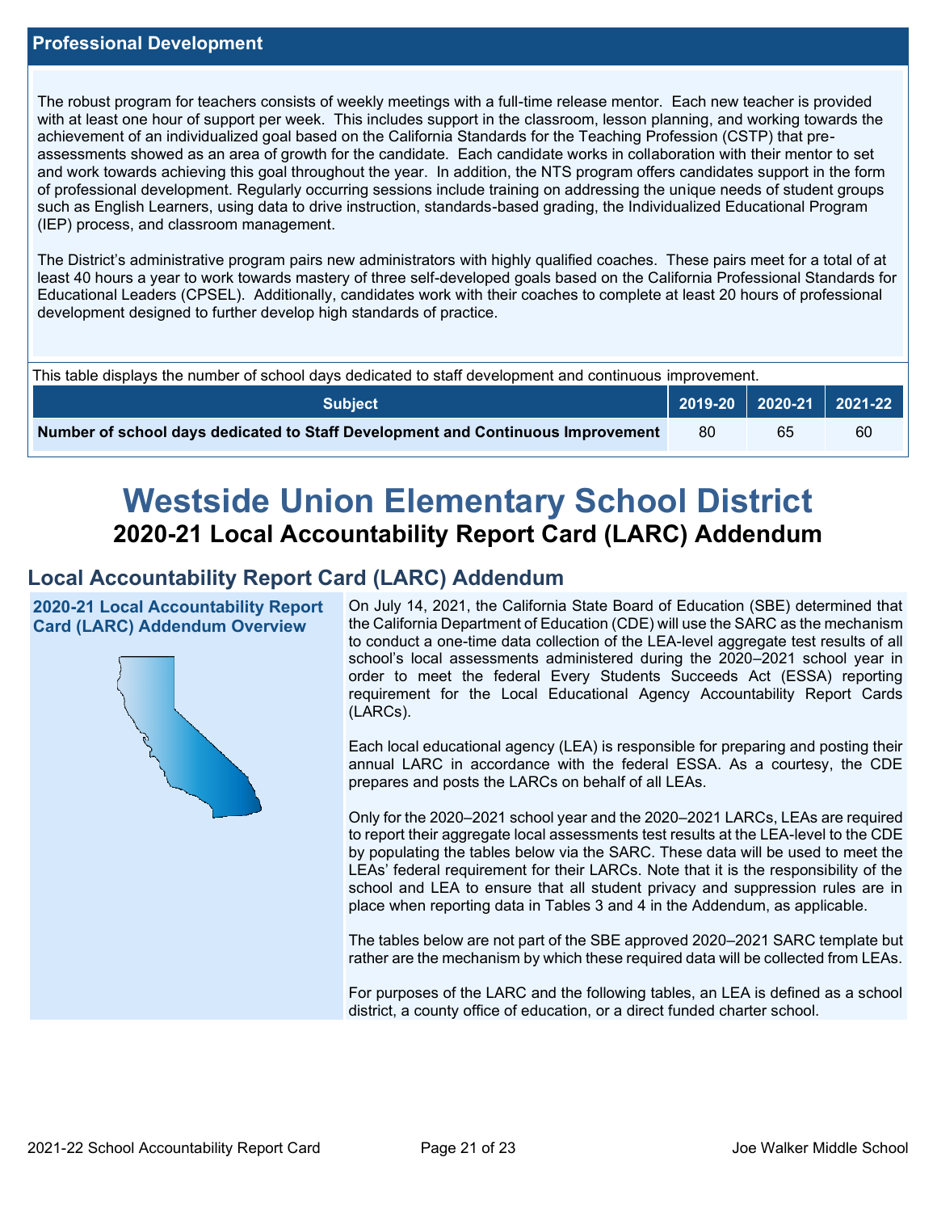## Professional Development

The robust program for teachers consists of weekly meetings with a full-time release mentor. Each new teacher is provided with at least one hour of support per week. This includes support in the classroom, lesson planning, and working towards the achievement of an individualized goal based on the California Standards for the Teaching Profession (CSTP) that pre-assessments showed as an area of growth for the candidate. Each candidate works in collaboration with their mentor to set and work towards achieving this goal throughout the year. In addition, the NTS program offers candidates support in the form of professional development. Regularly occurring sessions include training on addressing the unique needs of student groups such as English Learners, using data to drive instruction, standards-based grading, the Individualized Educational Program (IEP) process, and classroom management.

The District's administrative program pairs new administrators with highly qualified coaches. These pairs meet for a total of at least 40 hours a year to work towards mastery of three self-developed goals based on the California Professional Standards for Educational Leaders (CPSEL). Additionally, candidates work with their coaches to complete at least 20 hours of professional development designed to further develop high standards of practice.

This table displays the number of school days dedicated to staff development and continuous improvement.

| Subject | 2019-20 | 2020-21 | 2021-22 |
|---|---|---|---|
| **Number of school days dedicated to Staff Development and Continuous Improvement** | 80 | 65 | 60 |

# Westside Union Elementary School District

## 2020-21 Local Accountability Report Card (LARC) Addendum

## Local Accountability Report Card (LARC) Addendum

### 2020-21 Local Accountability Report Card (LARC) Addendum Overview

On July 14, 2021, the California State Board of Education (SBE) determined that the California Department of Education (CDE) will use the SARC as the mechanism to conduct a one-time data collection of the LEA-level aggregate test results of all school's local assessments administered during the 2020–2021 school year in order to meet the federal Every Students Succeeds Act (ESSA) reporting requirement for the Local Educational Agency Accountability Report Cards (LARCs).

Each local educational agency (LEA) is responsible for preparing and posting their annual LARC in accordance with the federal ESSA. As a courtesy, the CDE prepares and posts the LARCs on behalf of all LEAs.

Only for the 2020–2021 school year and the 2020–2021 LARCs, LEAs are required to report their aggregate local assessments test results at the LEA-level to the CDE by populating the tables below via the SARC. These data will be used to meet the LEAs' federal requirement for their LARCs. Note that it is the responsibility of the school and LEA to ensure that all student privacy and suppression rules are in place when reporting data in Tables 3 and 4 in the Addendum, as applicable.

The tables below are not part of the SBE approved 2020–2021 SARC template but rather are the mechanism by which these required data will be collected from LEAs.

For purposes of the LARC and the following tables, an LEA is defined as a school district, a county office of education, or a direct funded charter school.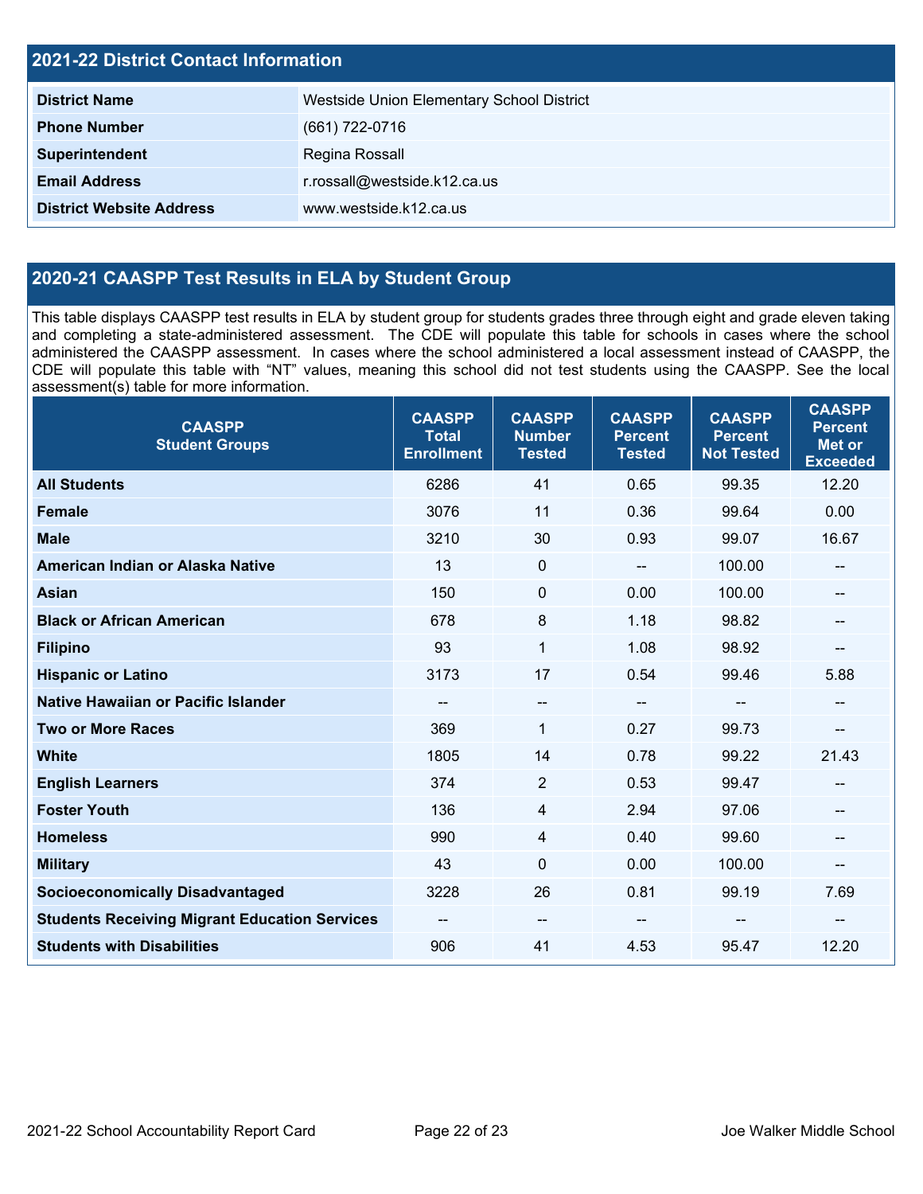## 2021-22 District Contact Information

| | |
|---|---|
| **District Name** | Westside Union Elementary School District |
| **Phone Number** | (661) 722-0716 |
| **Superintendent** | Regina Rossall |
| **Email Address** | r.rossall@westside.k12.ca.us |
| **District Website Address** | www.westside.k12.ca.us |

## 2020-21 CAASPP Test Results in ELA by Student Group

This table displays CAASPP test results in ELA by student group for students grades three through eight and grade eleven taking and completing a state-administered assessment. The CDE will populate this table for schools in cases where the school administered the CAASPP assessment. In cases where the school administered a local assessment instead of CAASPP, the CDE will populate this table with "NT" values, meaning this school did not test students using the CAASPP. See the local assessment(s) table for more information.

| CAASPP Student Groups | CAASPP Total Enrollment | CAASPP Number Tested | CAASPP Percent Tested | CAASPP Percent Not Tested | CAASPP Percent Met or Exceeded |
|---|---|---|---|---|---|
| **All Students** | 6286 | 41 | 0.65 | 99.35 | 12.20 |
| **Female** | 3076 | 11 | 0.36 | 99.64 | 0.00 |
| **Male** | 3210 | 30 | 0.93 | 99.07 | 16.67 |
| **American Indian or Alaska Native** | 13 | 0 | -- | 100.00 | -- |
| **Asian** | 150 | 0 | 0.00 | 100.00 | -- |
| **Black or African American** | 678 | 8 | 1.18 | 98.82 | -- |
| **Filipino** | 93 | 1 | 1.08 | 98.92 | -- |
| **Hispanic or Latino** | 3173 | 17 | 0.54 | 99.46 | 5.88 |
| **Native Hawaiian or Pacific Islander** | -- | -- | -- | -- | -- |
| **Two or More Races** | 369 | 1 | 0.27 | 99.73 | -- |
| **White** | 1805 | 14 | 0.78 | 99.22 | 21.43 |
| **English Learners** | 374 | 2 | 0.53 | 99.47 | -- |
| **Foster Youth** | 136 | 4 | 2.94 | 97.06 | -- |
| **Homeless** | 990 | 4 | 0.40 | 99.60 | -- |
| **Military** | 43 | 0 | 0.00 | 100.00 | -- |
| **Socioeconomically Disadvantaged** | 3228 | 26 | 0.81 | 99.19 | 7.69 |
| **Students Receiving Migrant Education Services** | -- | -- | -- | -- | -- |
| **Students with Disabilities** | 906 | 41 | 4.53 | 95.47 | 12.20 |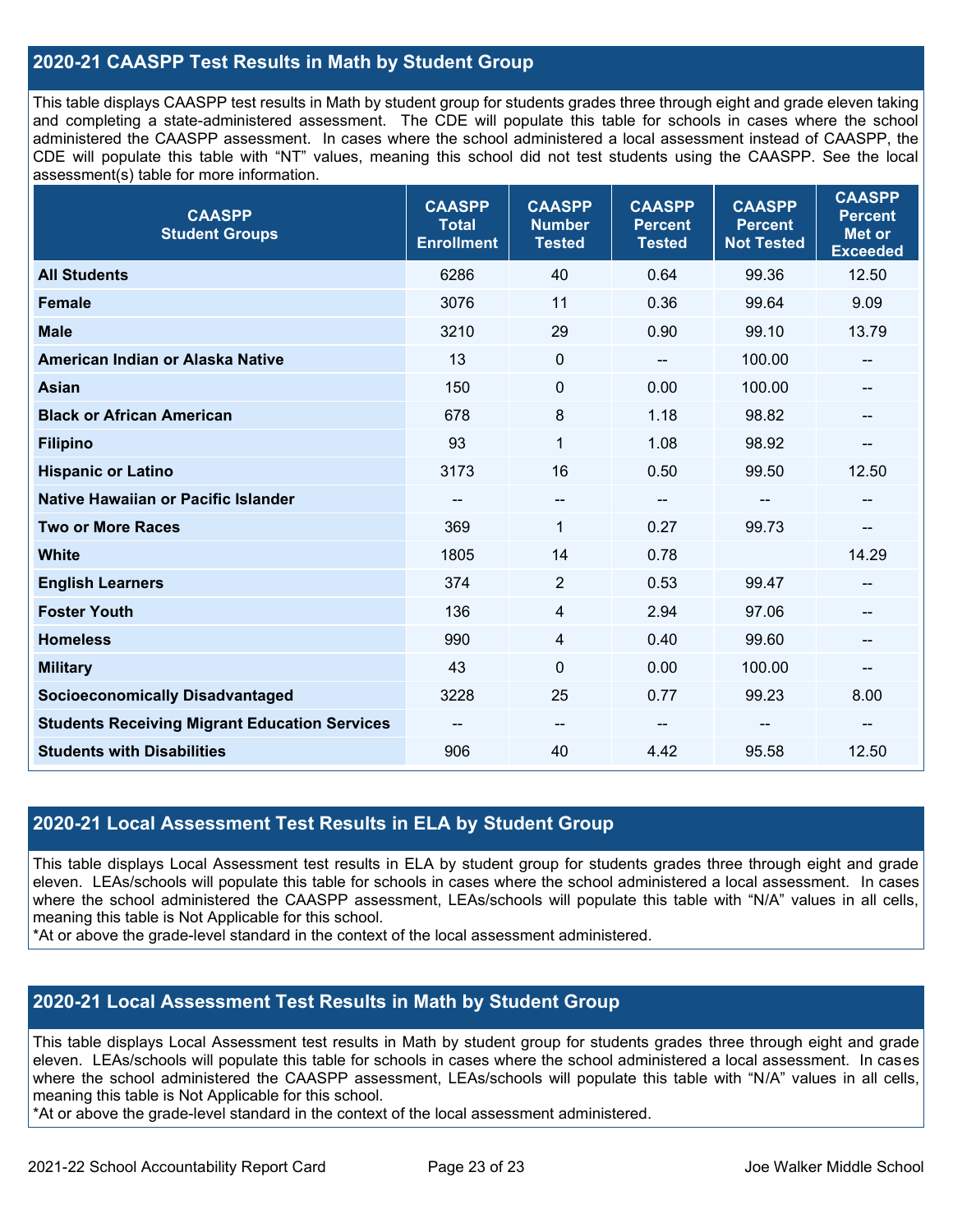## 2020-21 CAASPP Test Results in Math by Student Group

This table displays CAASPP test results in Math by student group for students grades three through eight and grade eleven taking and completing a state-administered assessment. The CDE will populate this table for schools in cases where the school administered the CAASPP assessment. In cases where the school administered a local assessment instead of CAASPP, the CDE will populate this table with "NT" values, meaning this school did not test students using the CAASPP. See the local assessment(s) table for more information.

| CAASPP Student Groups | CAASPP Total Enrollment | CAASPP Number Tested | CAASPP Percent Tested | CAASPP Percent Not Tested | CAASPP Percent Met or Exceeded |
|---|---|---|---|---|---|
| **All Students** | 6286 | 40 | 0.64 | 99.36 | 12.50 |
| **Female** | 3076 | 11 | 0.36 | 99.64 | 9.09 |
| **Male** | 3210 | 29 | 0.90 | 99.10 | 13.79 |
| **American Indian or Alaska Native** | 13 | 0 | -- | 100.00 | -- |
| **Asian** | 150 | 0 | 0.00 | 100.00 | -- |
| **Black or African American** | 678 | 8 | 1.18 | 98.82 | -- |
| **Filipino** | 93 | 1 | 1.08 | 98.92 | -- |
| **Hispanic or Latino** | 3173 | 16 | 0.50 | 99.50 | 12.50 |
| **Native Hawaiian or Pacific Islander** | -- | -- | -- | -- | -- |
| **Two or More Races** | 369 | 1 | 0.27 | 99.73 | -- |
| **White** | 1805 | 14 | 0.78 | | 14.29 |
| **English Learners** | 374 | 2 | 0.53 | 99.47 | -- |
| **Foster Youth** | 136 | 4 | 2.94 | 97.06 | -- |
| **Homeless** | 990 | 4 | 0.40 | 99.60 | -- |
| **Military** | 43 | 0 | 0.00 | 100.00 | -- |
| **Socioeconomically Disadvantaged** | 3228 | 25 | 0.77 | 99.23 | 8.00 |
| **Students Receiving Migrant Education Services** | -- | -- | -- | -- | -- |
| **Students with Disabilities** | 906 | 40 | 4.42 | 95.58 | 12.50 |

## 2020-21 Local Assessment Test Results in ELA by Student Group

This table displays Local Assessment test results in ELA by student group for students grades three through eight and grade eleven. LEAs/schools will populate this table for schools in cases where the school administered a local assessment. In cases where the school administered the CAASPP assessment, LEAs/schools will populate this table with "N/A" values in all cells, meaning this table is Not Applicable for this school.
*At or above the grade-level standard in the context of the local assessment administered.

## 2020-21 Local Assessment Test Results in Math by Student Group

This table displays Local Assessment test results in Math by student group for students grades three through eight and grade eleven. LEAs/schools will populate this table for schools in cases where the school administered a local assessment. In cases where the school administered the CAASPP assessment, LEAs/schools will populate this table with "N/A" values in all cells, meaning this table is Not Applicable for this school.
*At or above the grade-level standard in the context of the local assessment administered.